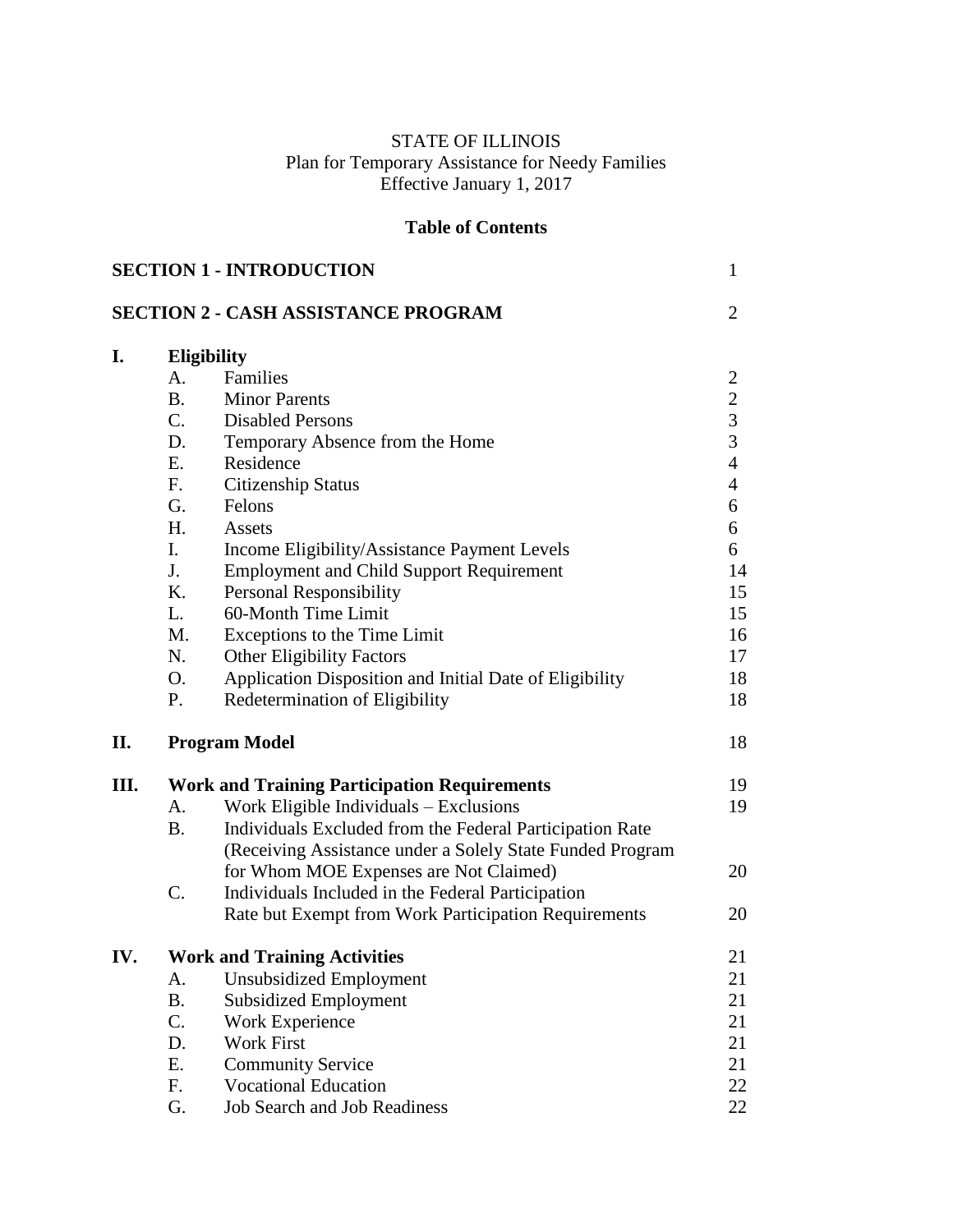STATE OF ILLINOIS
Plan for Temporary Assistance for Needy Families
Effective January 1, 2017

**Table of Contents**

| | | | |
|---|---|---|---|
| **SECTION 1 - INTRODUCTION** | | | 1 |
| **SECTION 2 - CASH ASSISTANCE PROGRAM** | | | 2 |
| **I.** | **Eligibility** | | |
| | A. | Families | 2 |
| | B. | Minor Parents | 2 |
| | C. | Disabled Persons | 3 |
| | D. | Temporary Absence from the Home | 3 |
| | E. | Residence | 4 |
| | F. | Citizenship Status | 4 |
| | G. | Felons | 6 |
| | H. | Assets | 6 |
| | I. | Income Eligibility/Assistance Payment Levels | 6 |
| | J. | Employment and Child Support Requirement | 14 |
| | K. | Personal Responsibility | 15 |
| | L. | 60-Month Time Limit | 15 |
| | M. | Exceptions to the Time Limit | 16 |
| | N. | Other Eligibility Factors | 17 |
| | O. | Application Disposition and Initial Date of Eligibility | 18 |
| | P. | Redetermination of Eligibility | 18 |
| **II.** | **Program Model** | | 18 |
| **III.** | **Work and Training Participation Requirements** | | 19 |
| | A. | Work Eligible Individuals – Exclusions | 19 |
| | B. | Individuals Excluded from the Federal Participation Rate (Receiving Assistance under a Solely State Funded Program for Whom MOE Expenses are Not Claimed) | 20 |
| | C. | Individuals Included in the Federal Participation Rate but Exempt from Work Participation Requirements | 20 |
| **IV.** | **Work and Training Activities** | | 21 |
| | A. | Unsubsidized Employment | 21 |
| | B. | Subsidized Employment | 21 |
| | C. | Work Experience | 21 |
| | D. | Work First | 21 |
| | E. | Community Service | 21 |
| | F. | Vocational Education | 22 |
| | G. | Job Search and Job Readiness | 22 |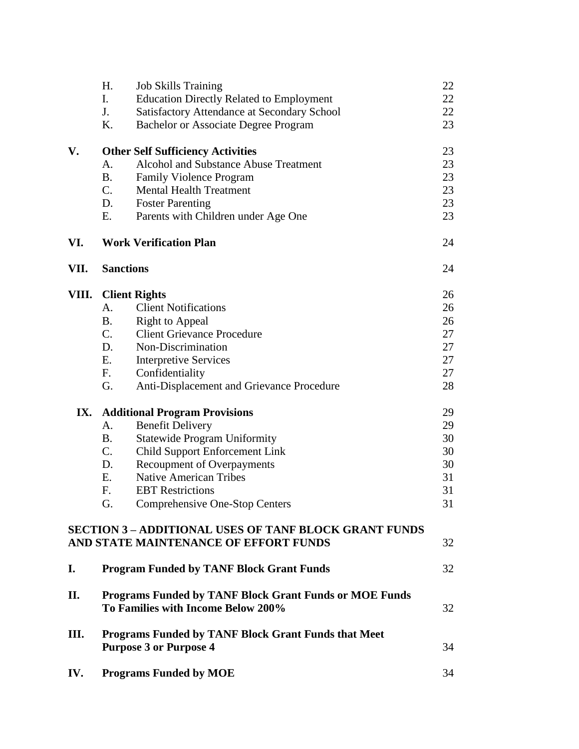| | | | |
|---|---|---|---|
| | H. | Job Skills Training | 22 |
| | I. | Education Directly Related to Employment | 22 |
| | J. | Satisfactory Attendance at Secondary School | 22 |
| | K. | Bachelor or Associate Degree Program | 23 |
| **V.** | **Other Self Sufficiency Activities** | | 23 |
| | A. | Alcohol and Substance Abuse Treatment | 23 |
| | B. | Family Violence Program | 23 |
| | C. | Mental Health Treatment | 23 |
| | D. | Foster Parenting | 23 |
| | E. | Parents with Children under Age One | 23 |
| **VI.** | **Work Verification Plan** | | 24 |
| **VII.** | **Sanctions** | | 24 |
| **VIII.** | **Client Rights** | | 26 |
| | A. | Client Notifications | 26 |
| | B. | Right to Appeal | 26 |
| | C. | Client Grievance Procedure | 27 |
| | D. | Non-Discrimination | 27 |
| | E. | Interpretive Services | 27 |
| | F. | Confidentiality | 27 |
| | G. | Anti-Displacement and Grievance Procedure | 28 |
| **IX.** | **Additional Program Provisions** | | 29 |
| | A. | Benefit Delivery | 29 |
| | B. | Statewide Program Uniformity | 30 |
| | C. | Child Support Enforcement Link | 30 |
| | D. | Recoupment of Overpayments | 30 |
| | E. | Native American Tribes | 31 |
| | F. | EBT Restrictions | 31 |
| | G. | Comprehensive One-Stop Centers | 31 |

**SECTION 3 – ADDITIONAL USES OF TANF BLOCK GRANT FUNDS AND STATE MAINTENANCE OF EFFORT FUNDS** 32

| | | |
|---|---|---|
| **I.** | **Program Funded by TANF Block Grant Funds** | 32 |
| **II.** | **Programs Funded by TANF Block Grant Funds or MOE Funds To Families with Income Below 200%** | 32 |
| **III.** | **Programs Funded by TANF Block Grant Funds that Meet Purpose 3 or Purpose 4** | 34 |
| **IV.** | **Programs Funded by MOE** | 34 |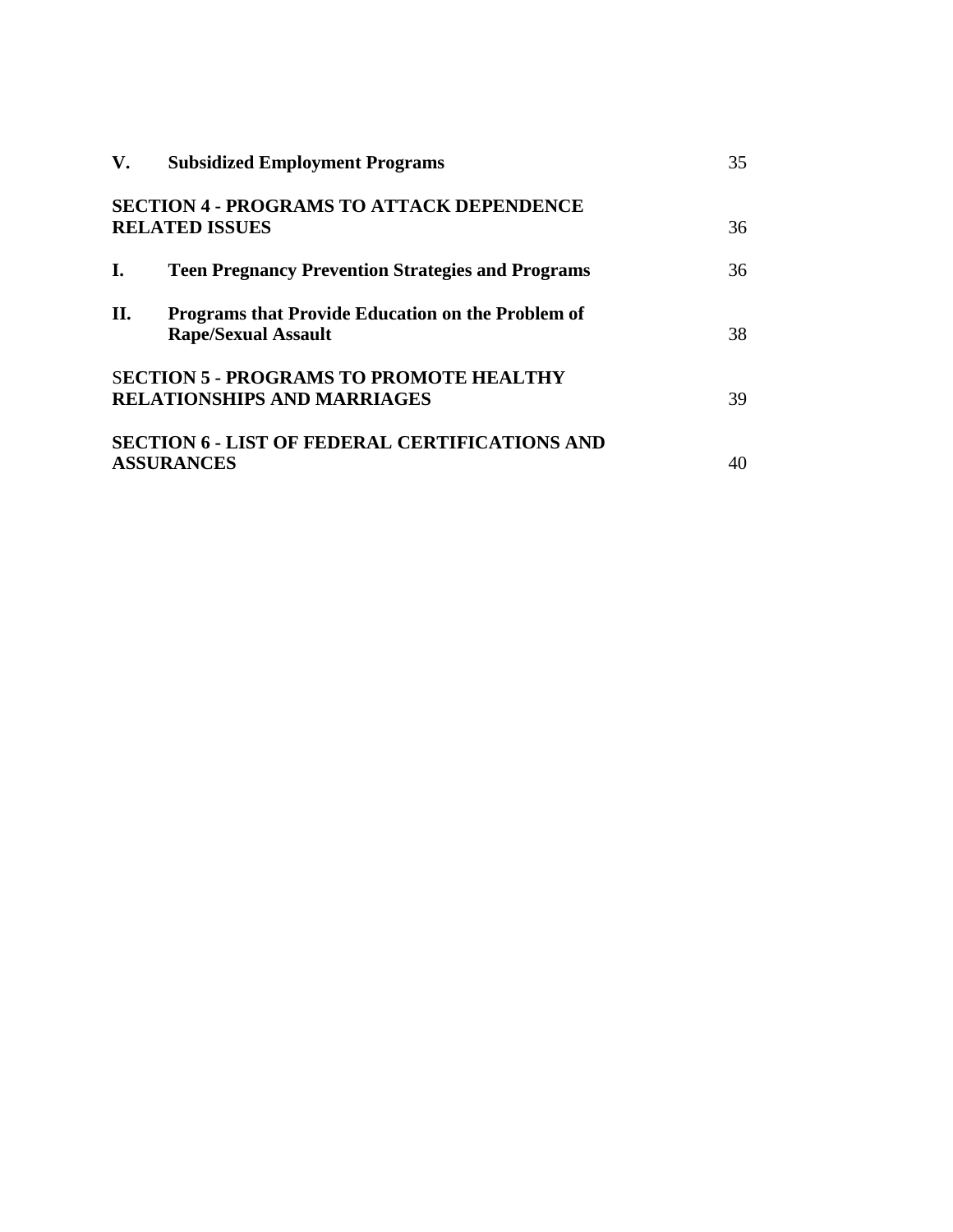| | | |
|---|---|---|
| **V.** | **Subsidized Employment Programs** | 35 |
| **SECTION 4 - PROGRAMS TO ATTACK DEPENDENCE RELATED ISSUES** | | 36 |
| **I.** | **Teen Pregnancy Prevention Strategies and Programs** | 36 |
| **II.** | **Programs that Provide Education on the Problem of Rape/Sexual Assault** | 38 |
| **SECTION 5 - PROGRAMS TO PROMOTE HEALTHY RELATIONSHIPS AND MARRIAGES** | | 39 |
| **SECTION 6 - LIST OF FEDERAL CERTIFICATIONS AND ASSURANCES** | | 40 |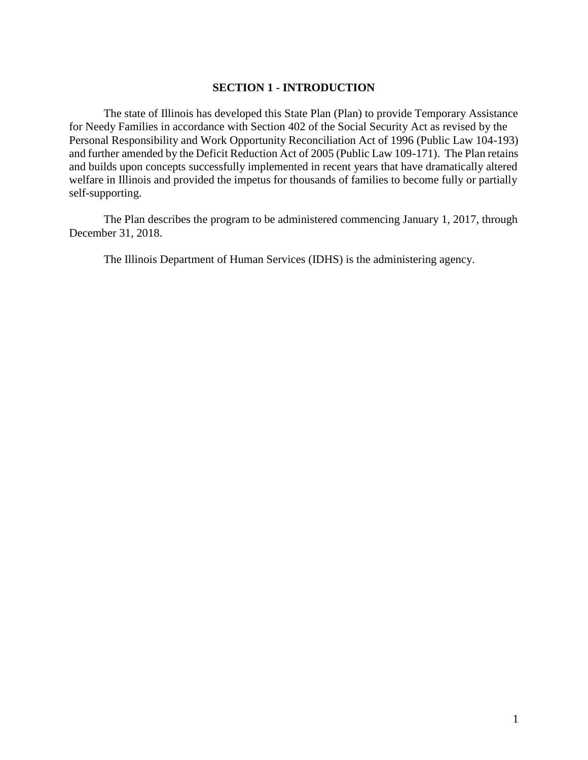## SECTION 1 - INTRODUCTION

The state of Illinois has developed this State Plan (Plan) to provide Temporary Assistance for Needy Families in accordance with Section 402 of the Social Security Act as revised by the Personal Responsibility and Work Opportunity Reconciliation Act of 1996 (Public Law 104-193) and further amended by the Deficit Reduction Act of 2005 (Public Law 109-171). The Plan retains and builds upon concepts successfully implemented in recent years that have dramatically altered welfare in Illinois and provided the impetus for thousands of families to become fully or partially self-supporting.

The Plan describes the program to be administered commencing January 1, 2017, through December 31, 2018.

The Illinois Department of Human Services (IDHS) is the administering agency.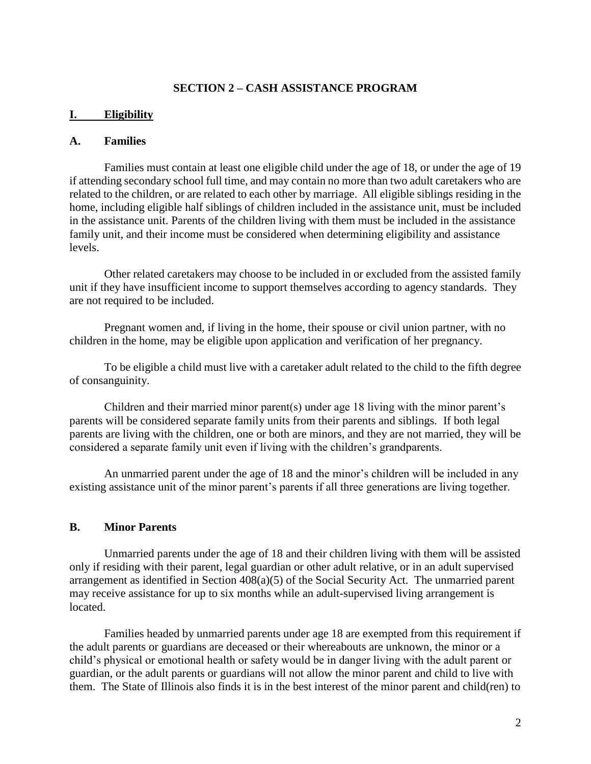# SECTION 2 – CASH ASSISTANCE PROGRAM

## I. Eligibility

### A. Families

Families must contain at least one eligible child under the age of 18, or under the age of 19 if attending secondary school full time, and may contain no more than two adult caretakers who are related to the children, or are related to each other by marriage. All eligible siblings residing in the home, including eligible half siblings of children included in the assistance unit, must be included in the assistance unit. Parents of the children living with them must be included in the assistance family unit, and their income must be considered when determining eligibility and assistance levels.

Other related caretakers may choose to be included in or excluded from the assisted family unit if they have insufficient income to support themselves according to agency standards. They are not required to be included.

Pregnant women and, if living in the home, their spouse or civil union partner, with no children in the home, may be eligible upon application and verification of her pregnancy.

To be eligible a child must live with a caretaker adult related to the child to the fifth degree of consanguinity.

Children and their married minor parent(s) under age 18 living with the minor parent's parents will be considered separate family units from their parents and siblings. If both legal parents are living with the children, one or both are minors, and they are not married, they will be considered a separate family unit even if living with the children's grandparents.

An unmarried parent under the age of 18 and the minor's children will be included in any existing assistance unit of the minor parent's parents if all three generations are living together.

### B. Minor Parents

Unmarried parents under the age of 18 and their children living with them will be assisted only if residing with their parent, legal guardian or other adult relative, or in an adult supervised arrangement as identified in Section 408(a)(5) of the Social Security Act. The unmarried parent may receive assistance for up to six months while an adult-supervised living arrangement is located.

Families headed by unmarried parents under age 18 are exempted from this requirement if the adult parents or guardians are deceased or their whereabouts are unknown, the minor or a child's physical or emotional health or safety would be in danger living with the adult parent or guardian, or the adult parents or guardians will not allow the minor parent and child to live with them. The State of Illinois also finds it is in the best interest of the minor parent and child(ren) to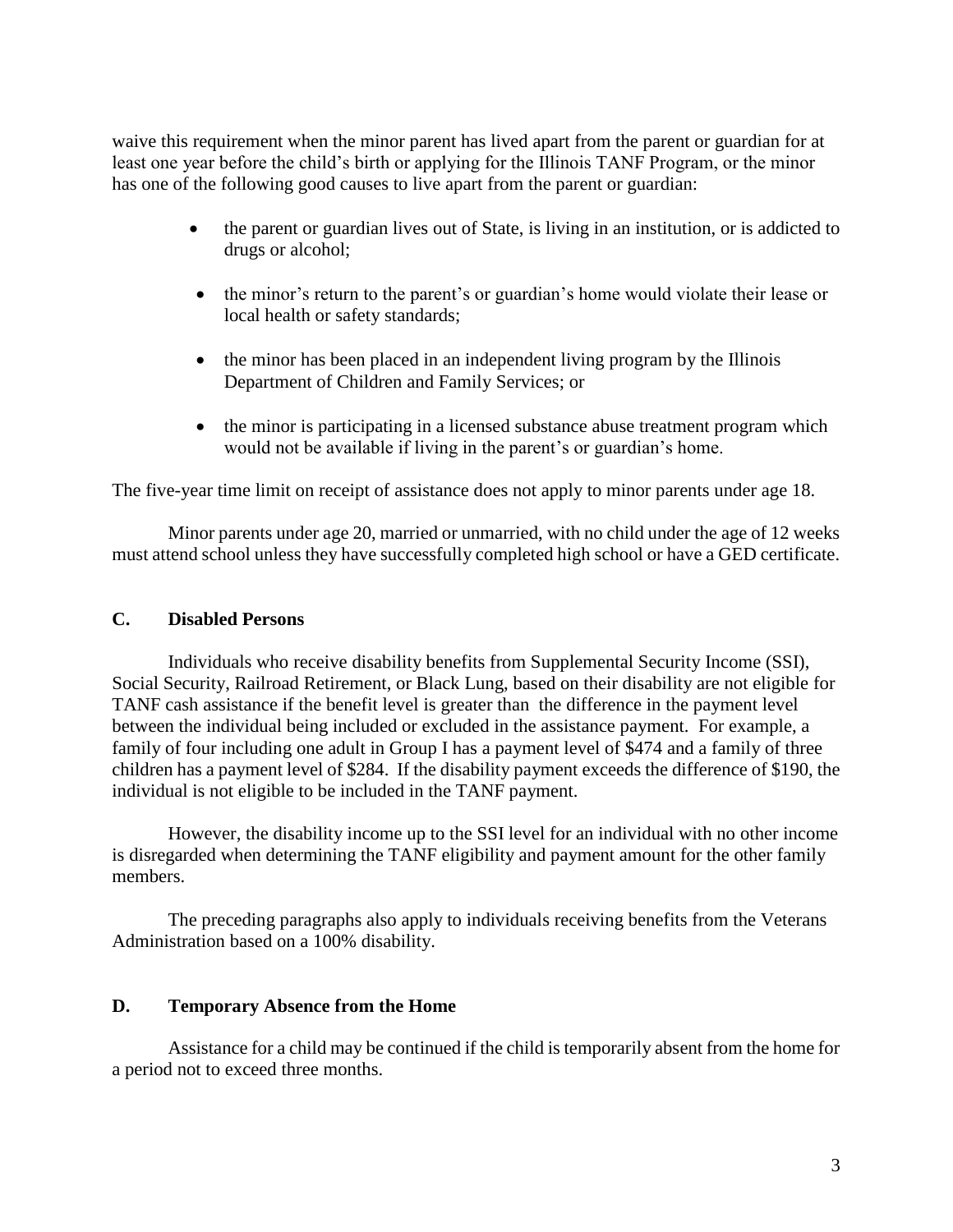waive this requirement when the minor parent has lived apart from the parent or guardian for at least one year before the child's birth or applying for the Illinois TANF Program, or the minor has one of the following good causes to live apart from the parent or guardian:

- the parent or guardian lives out of State, is living in an institution, or is addicted to drugs or alcohol;
- the minor's return to the parent's or guardian's home would violate their lease or local health or safety standards;
- the minor has been placed in an independent living program by the Illinois Department of Children and Family Services; or
- the minor is participating in a licensed substance abuse treatment program which would not be available if living in the parent's or guardian's home.

The five-year time limit on receipt of assistance does not apply to minor parents under age 18.

Minor parents under age 20, married or unmarried, with no child under the age of 12 weeks must attend school unless they have successfully completed high school or have a GED certificate.

## C. Disabled Persons

Individuals who receive disability benefits from Supplemental Security Income (SSI), Social Security, Railroad Retirement, or Black Lung, based on their disability are not eligible for TANF cash assistance if the benefit level is greater than the difference in the payment level between the individual being included or excluded in the assistance payment. For example, a family of four including one adult in Group I has a payment level of $474 and a family of three children has a payment level of $284. If the disability payment exceeds the difference of $190, the individual is not eligible to be included in the TANF payment.

However, the disability income up to the SSI level for an individual with no other income is disregarded when determining the TANF eligibility and payment amount for the other family members.

The preceding paragraphs also apply to individuals receiving benefits from the Veterans Administration based on a 100% disability.

## D. Temporary Absence from the Home

Assistance for a child may be continued if the child is temporarily absent from the home for a period not to exceed three months.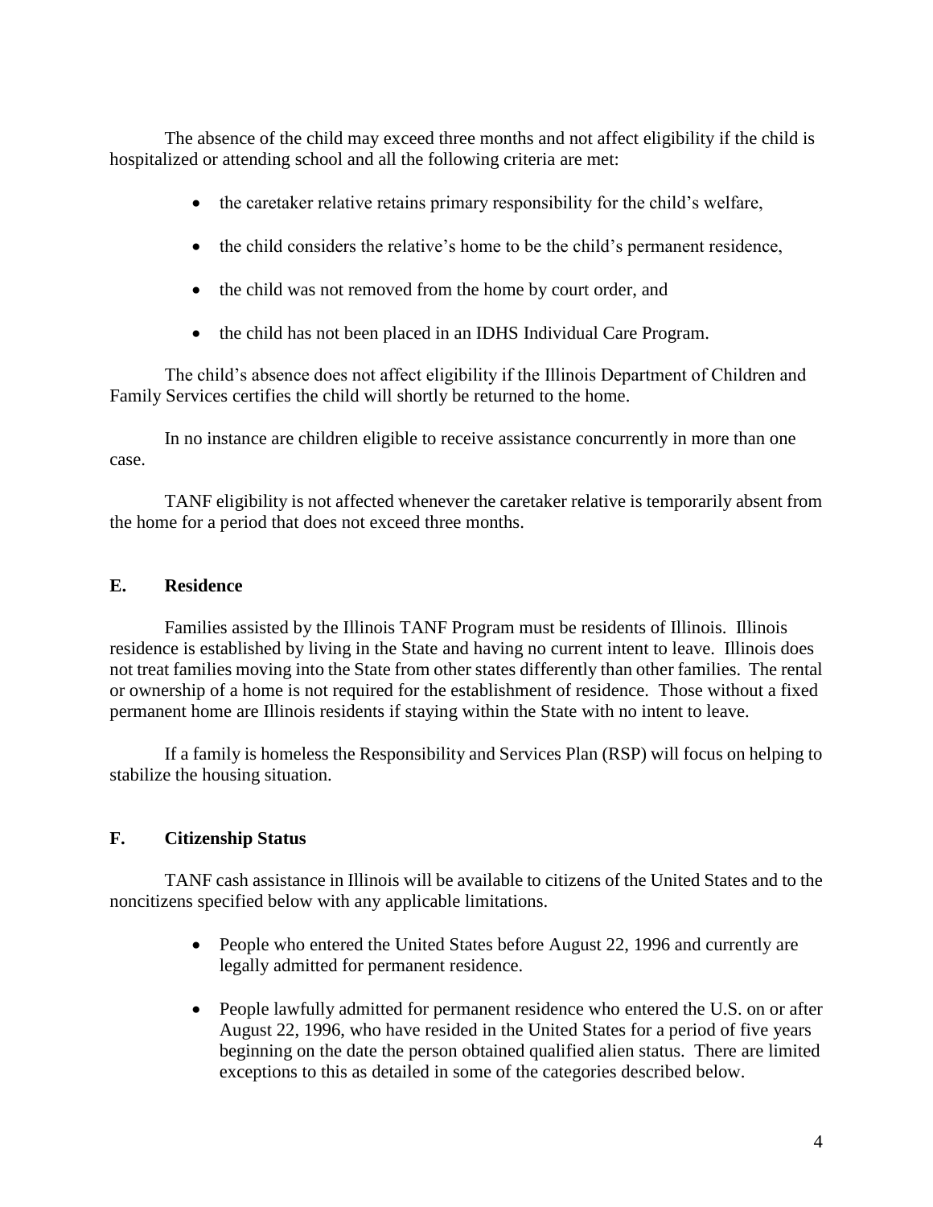The absence of the child may exceed three months and not affect eligibility if the child is hospitalized or attending school and all the following criteria are met:

- the caretaker relative retains primary responsibility for the child's welfare,
- the child considers the relative's home to be the child's permanent residence,
- the child was not removed from the home by court order, and
- the child has not been placed in an IDHS Individual Care Program.

The child's absence does not affect eligibility if the Illinois Department of Children and Family Services certifies the child will shortly be returned to the home.

In no instance are children eligible to receive assistance concurrently in more than one case.

TANF eligibility is not affected whenever the caretaker relative is temporarily absent from the home for a period that does not exceed three months.

## E. Residence

Families assisted by the Illinois TANF Program must be residents of Illinois. Illinois residence is established by living in the State and having no current intent to leave. Illinois does not treat families moving into the State from other states differently than other families. The rental or ownership of a home is not required for the establishment of residence. Those without a fixed permanent home are Illinois residents if staying within the State with no intent to leave.

If a family is homeless the Responsibility and Services Plan (RSP) will focus on helping to stabilize the housing situation.

## F. Citizenship Status

TANF cash assistance in Illinois will be available to citizens of the United States and to the noncitizens specified below with any applicable limitations.

- People who entered the United States before August 22, 1996 and currently are legally admitted for permanent residence.
- People lawfully admitted for permanent residence who entered the U.S. on or after August 22, 1996, who have resided in the United States for a period of five years beginning on the date the person obtained qualified alien status. There are limited exceptions to this as detailed in some of the categories described below.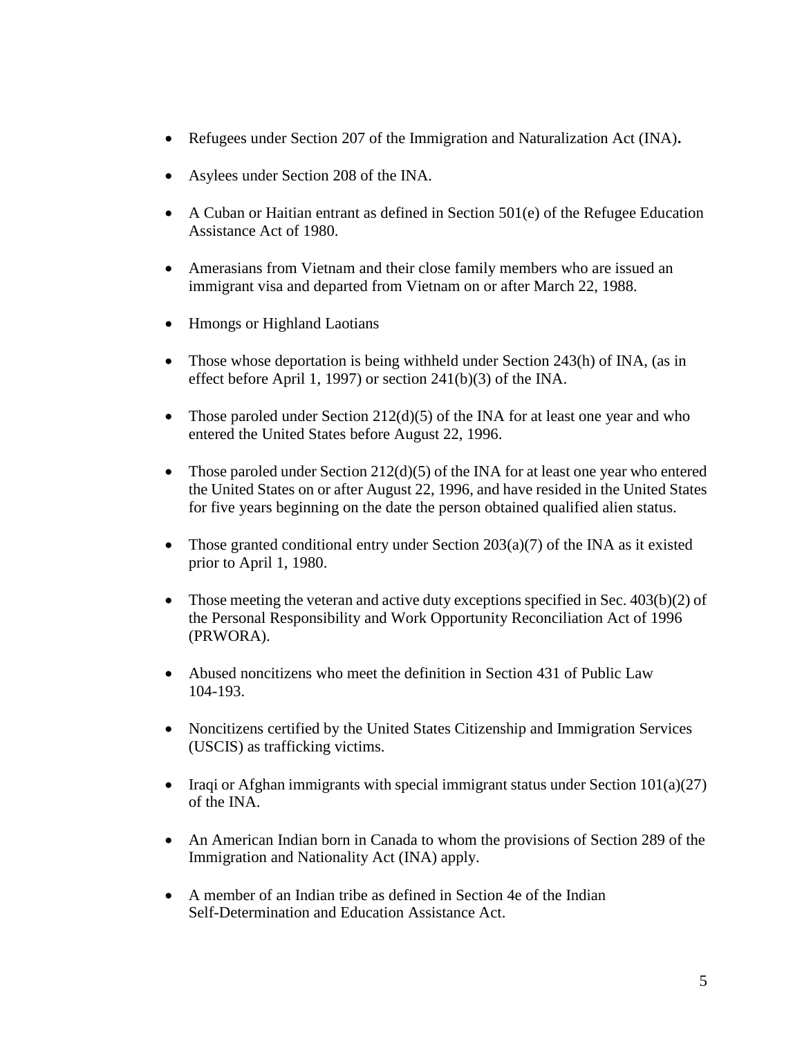- Refugees under Section 207 of the Immigration and Naturalization Act (INA)**.**
- Asylees under Section 208 of the INA.
- A Cuban or Haitian entrant as defined in Section 501(e) of the Refugee Education Assistance Act of 1980.
- Amerasians from Vietnam and their close family members who are issued an immigrant visa and departed from Vietnam on or after March 22, 1988.
- Hmongs or Highland Laotians
- Those whose deportation is being withheld under Section 243(h) of INA, (as in effect before April 1, 1997) or section 241(b)(3) of the INA.
- Those paroled under Section 212(d)(5) of the INA for at least one year and who entered the United States before August 22, 1996.
- Those paroled under Section 212(d)(5) of the INA for at least one year who entered the United States on or after August 22, 1996, and have resided in the United States for five years beginning on the date the person obtained qualified alien status.
- Those granted conditional entry under Section 203(a)(7) of the INA as it existed prior to April 1, 1980.
- Those meeting the veteran and active duty exceptions specified in Sec. 403(b)(2) of the Personal Responsibility and Work Opportunity Reconciliation Act of 1996 (PRWORA).
- Abused noncitizens who meet the definition in Section 431 of Public Law 104-193.
- Noncitizens certified by the United States Citizenship and Immigration Services (USCIS) as trafficking victims.
- Iraqi or Afghan immigrants with special immigrant status under Section 101(a)(27) of the INA.
- An American Indian born in Canada to whom the provisions of Section 289 of the Immigration and Nationality Act (INA) apply.
- A member of an Indian tribe as defined in Section 4e of the Indian Self-Determination and Education Assistance Act.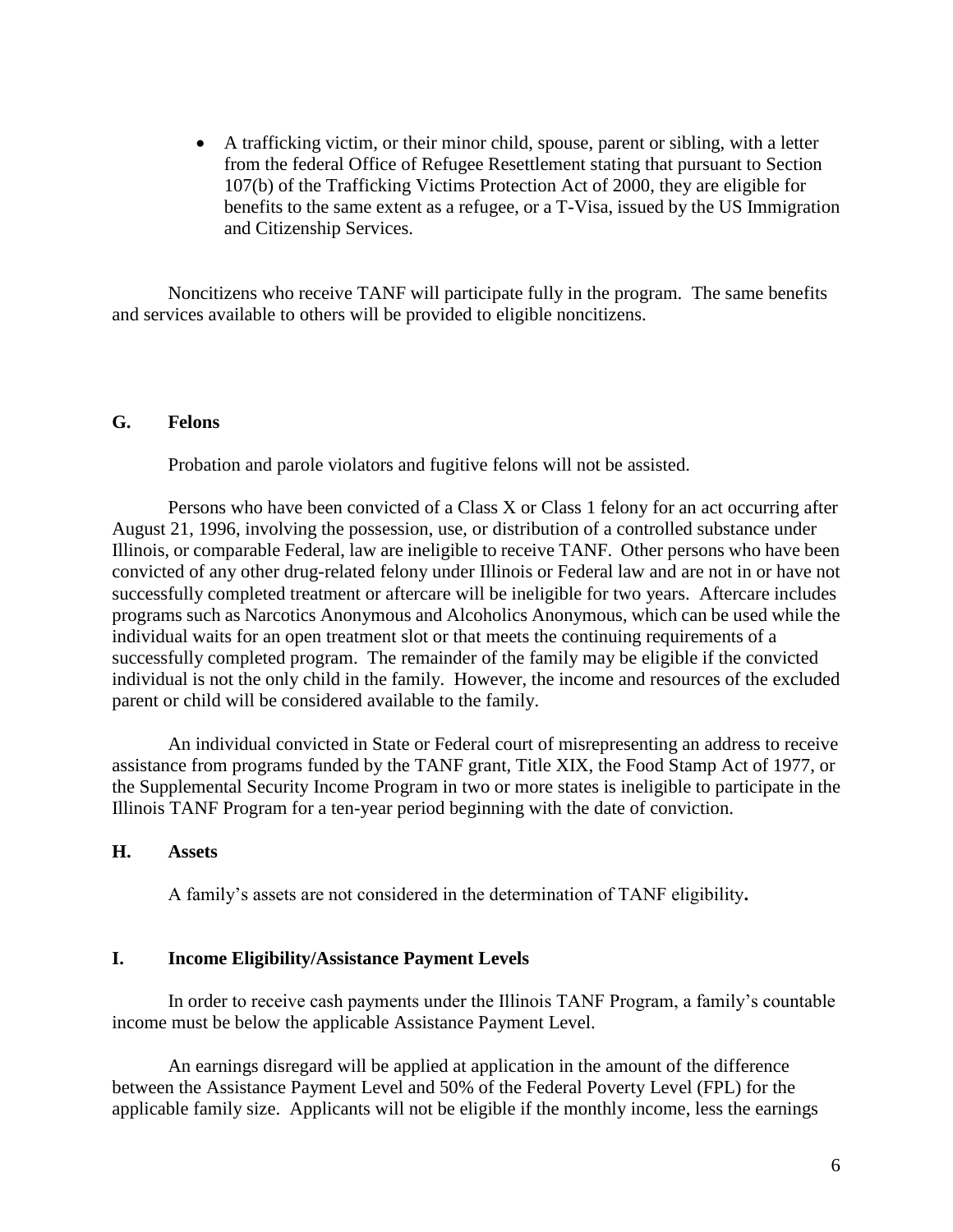- A trafficking victim, or their minor child, spouse, parent or sibling, with a letter from the federal Office of Refugee Resettlement stating that pursuant to Section 107(b) of the Trafficking Victims Protection Act of 2000, they are eligible for benefits to the same extent as a refugee, or a T-Visa, issued by the US Immigration and Citizenship Services.

Noncitizens who receive TANF will participate fully in the program. The same benefits and services available to others will be provided to eligible noncitizens.

## G. Felons

Probation and parole violators and fugitive felons will not be assisted.

Persons who have been convicted of a Class X or Class 1 felony for an act occurring after August 21, 1996, involving the possession, use, or distribution of a controlled substance under Illinois, or comparable Federal, law are ineligible to receive TANF. Other persons who have been convicted of any other drug-related felony under Illinois or Federal law and are not in or have not successfully completed treatment or aftercare will be ineligible for two years. Aftercare includes programs such as Narcotics Anonymous and Alcoholics Anonymous, which can be used while the individual waits for an open treatment slot or that meets the continuing requirements of a successfully completed program. The remainder of the family may be eligible if the convicted individual is not the only child in the family. However, the income and resources of the excluded parent or child will be considered available to the family.

An individual convicted in State or Federal court of misrepresenting an address to receive assistance from programs funded by the TANF grant, Title XIX, the Food Stamp Act of 1977, or the Supplemental Security Income Program in two or more states is ineligible to participate in the Illinois TANF Program for a ten-year period beginning with the date of conviction.

## H. Assets

A family's assets are not considered in the determination of TANF eligibility**.**

## I. Income Eligibility/Assistance Payment Levels

In order to receive cash payments under the Illinois TANF Program, a family's countable income must be below the applicable Assistance Payment Level.

An earnings disregard will be applied at application in the amount of the difference between the Assistance Payment Level and 50% of the Federal Poverty Level (FPL) for the applicable family size. Applicants will not be eligible if the monthly income, less the earnings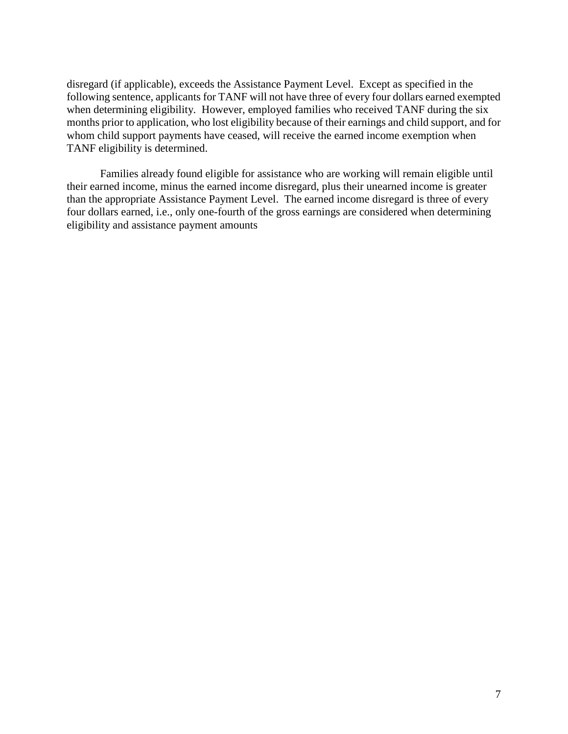disregard (if applicable), exceeds the Assistance Payment Level. Except as specified in the following sentence, applicants for TANF will not have three of every four dollars earned exempted when determining eligibility. However, employed families who received TANF during the six months prior to application, who lost eligibility because of their earnings and child support, and for whom child support payments have ceased, will receive the earned income exemption when TANF eligibility is determined.

Families already found eligible for assistance who are working will remain eligible until their earned income, minus the earned income disregard, plus their unearned income is greater than the appropriate Assistance Payment Level. The earned income disregard is three of every four dollars earned, i.e., only one-fourth of the gross earnings are considered when determining eligibility and assistance payment amounts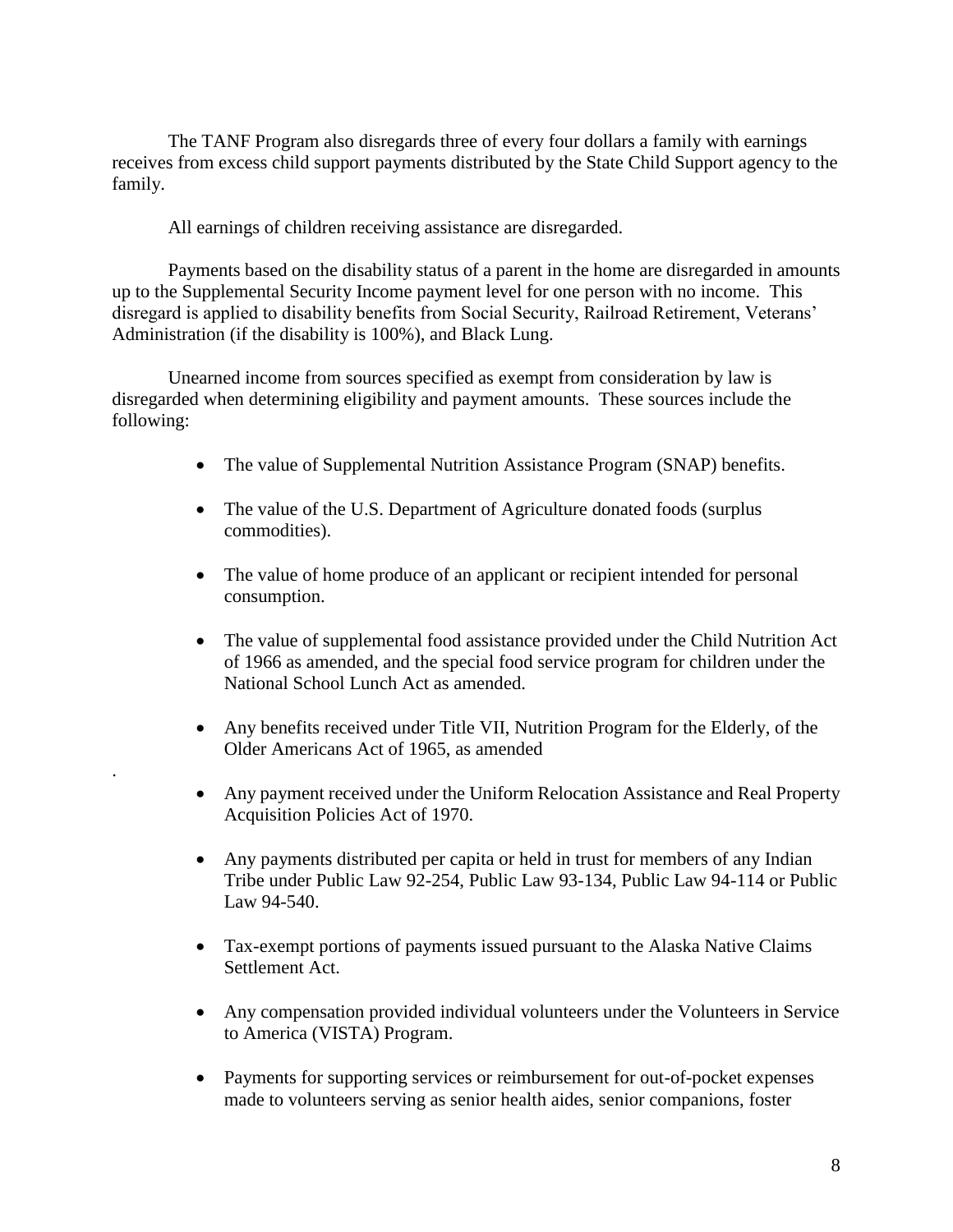The TANF Program also disregards three of every four dollars a family with earnings receives from excess child support payments distributed by the State Child Support agency to the family.

All earnings of children receiving assistance are disregarded.

Payments based on the disability status of a parent in the home are disregarded in amounts up to the Supplemental Security Income payment level for one person with no income. This disregard is applied to disability benefits from Social Security, Railroad Retirement, Veterans' Administration (if the disability is 100%), and Black Lung.

Unearned income from sources specified as exempt from consideration by law is disregarded when determining eligibility and payment amounts. These sources include the following:

- The value of Supplemental Nutrition Assistance Program (SNAP) benefits.
- The value of the U.S. Department of Agriculture donated foods (surplus commodities).
- The value of home produce of an applicant or recipient intended for personal consumption.
- The value of supplemental food assistance provided under the Child Nutrition Act of 1966 as amended, and the special food service program for children under the National School Lunch Act as amended.
- Any benefits received under Title VII, Nutrition Program for the Elderly, of the Older Americans Act of 1965, as amended
- Any payment received under the Uniform Relocation Assistance and Real Property Acquisition Policies Act of 1970.
- Any payments distributed per capita or held in trust for members of any Indian Tribe under Public Law 92-254, Public Law 93-134, Public Law 94-114 or Public Law 94-540.
- Tax-exempt portions of payments issued pursuant to the Alaska Native Claims Settlement Act.
- Any compensation provided individual volunteers under the Volunteers in Service to America (VISTA) Program.
- Payments for supporting services or reimbursement for out-of-pocket expenses made to volunteers serving as senior health aides, senior companions, foster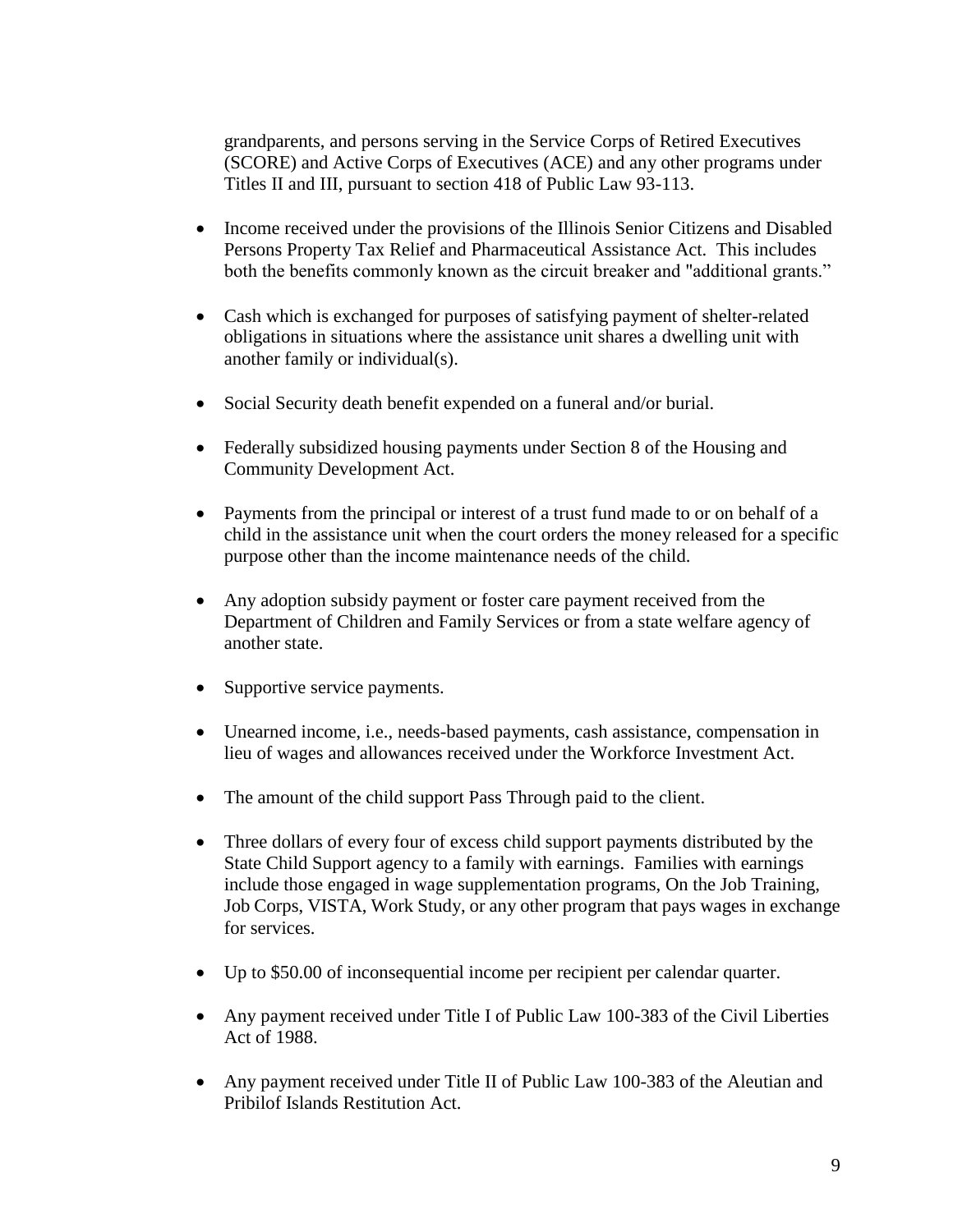grandparents, and persons serving in the Service Corps of Retired Executives (SCORE) and Active Corps of Executives (ACE) and any other programs under Titles II and III, pursuant to section 418 of Public Law 93-113.

- Income received under the provisions of the Illinois Senior Citizens and Disabled Persons Property Tax Relief and Pharmaceutical Assistance Act. This includes both the benefits commonly known as the circuit breaker and "additional grants."
- Cash which is exchanged for purposes of satisfying payment of shelter-related obligations in situations where the assistance unit shares a dwelling unit with another family or individual(s).
- Social Security death benefit expended on a funeral and/or burial.
- Federally subsidized housing payments under Section 8 of the Housing and Community Development Act.
- Payments from the principal or interest of a trust fund made to or on behalf of a child in the assistance unit when the court orders the money released for a specific purpose other than the income maintenance needs of the child.
- Any adoption subsidy payment or foster care payment received from the Department of Children and Family Services or from a state welfare agency of another state.
- Supportive service payments.
- Unearned income, i.e., needs-based payments, cash assistance, compensation in lieu of wages and allowances received under the Workforce Investment Act.
- The amount of the child support Pass Through paid to the client.
- Three dollars of every four of excess child support payments distributed by the State Child Support agency to a family with earnings. Families with earnings include those engaged in wage supplementation programs, On the Job Training, Job Corps, VISTA, Work Study, or any other program that pays wages in exchange for services.
- Up to $50.00 of inconsequential income per recipient per calendar quarter.
- Any payment received under Title I of Public Law 100-383 of the Civil Liberties Act of 1988.
- Any payment received under Title II of Public Law 100-383 of the Aleutian and Pribilof Islands Restitution Act.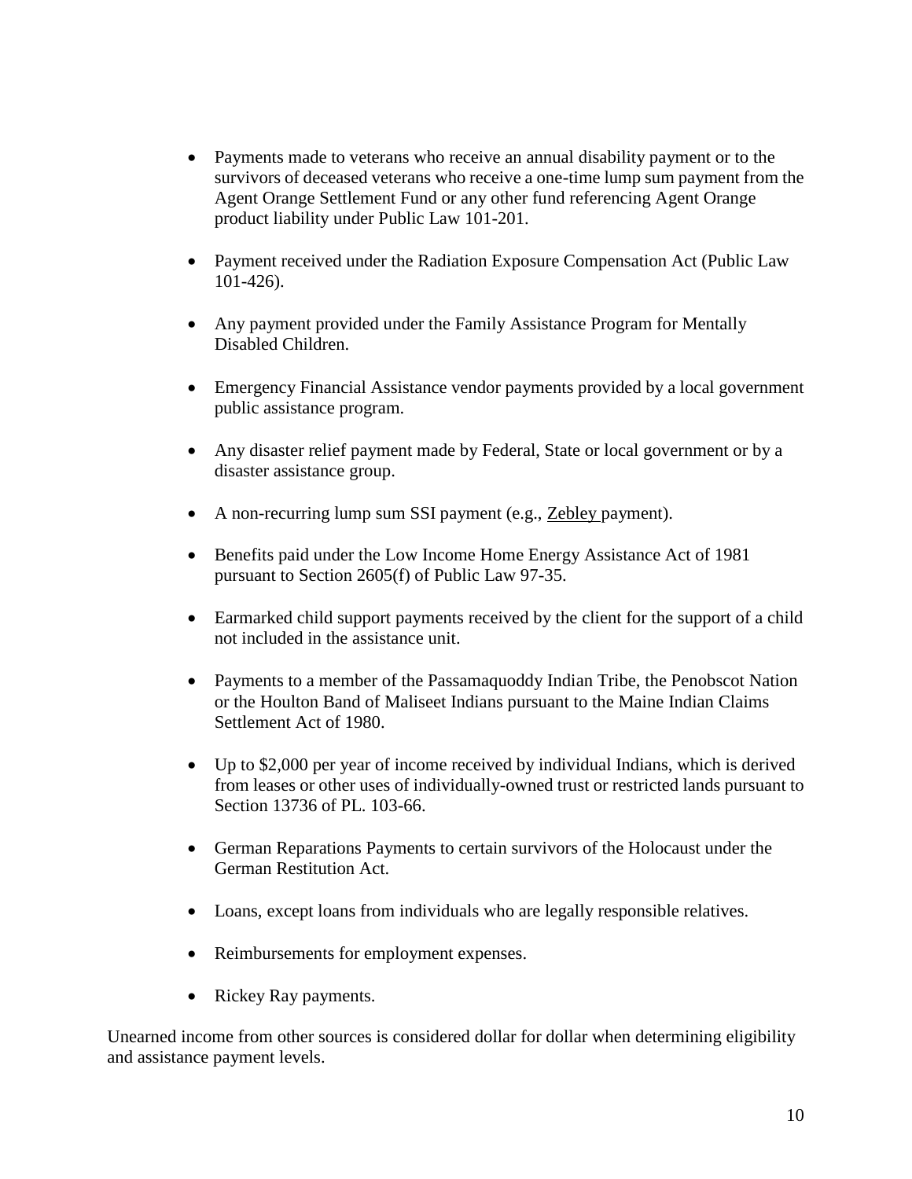- Payments made to veterans who receive an annual disability payment or to the survivors of deceased veterans who receive a one-time lump sum payment from the Agent Orange Settlement Fund or any other fund referencing Agent Orange product liability under Public Law 101-201.

- Payment received under the Radiation Exposure Compensation Act (Public Law 101-426).

- Any payment provided under the Family Assistance Program for Mentally Disabled Children.

- Emergency Financial Assistance vendor payments provided by a local government public assistance program.

- Any disaster relief payment made by Federal, State or local government or by a disaster assistance group.

- A non-recurring lump sum SSI payment (e.g., Zebley payment).

- Benefits paid under the Low Income Home Energy Assistance Act of 1981 pursuant to Section 2605(f) of Public Law 97-35.

- Earmarked child support payments received by the client for the support of a child not included in the assistance unit.

- Payments to a member of the Passamaquoddy Indian Tribe, the Penobscot Nation or the Houlton Band of Maliseet Indians pursuant to the Maine Indian Claims Settlement Act of 1980.

- Up to $2,000 per year of income received by individual Indians, which is derived from leases or other uses of individually-owned trust or restricted lands pursuant to Section 13736 of PL. 103-66.

- German Reparations Payments to certain survivors of the Holocaust under the German Restitution Act.

- Loans, except loans from individuals who are legally responsible relatives.

- Reimbursements for employment expenses.

- Rickey Ray payments.

Unearned income from other sources is considered dollar for dollar when determining eligibility and assistance payment levels.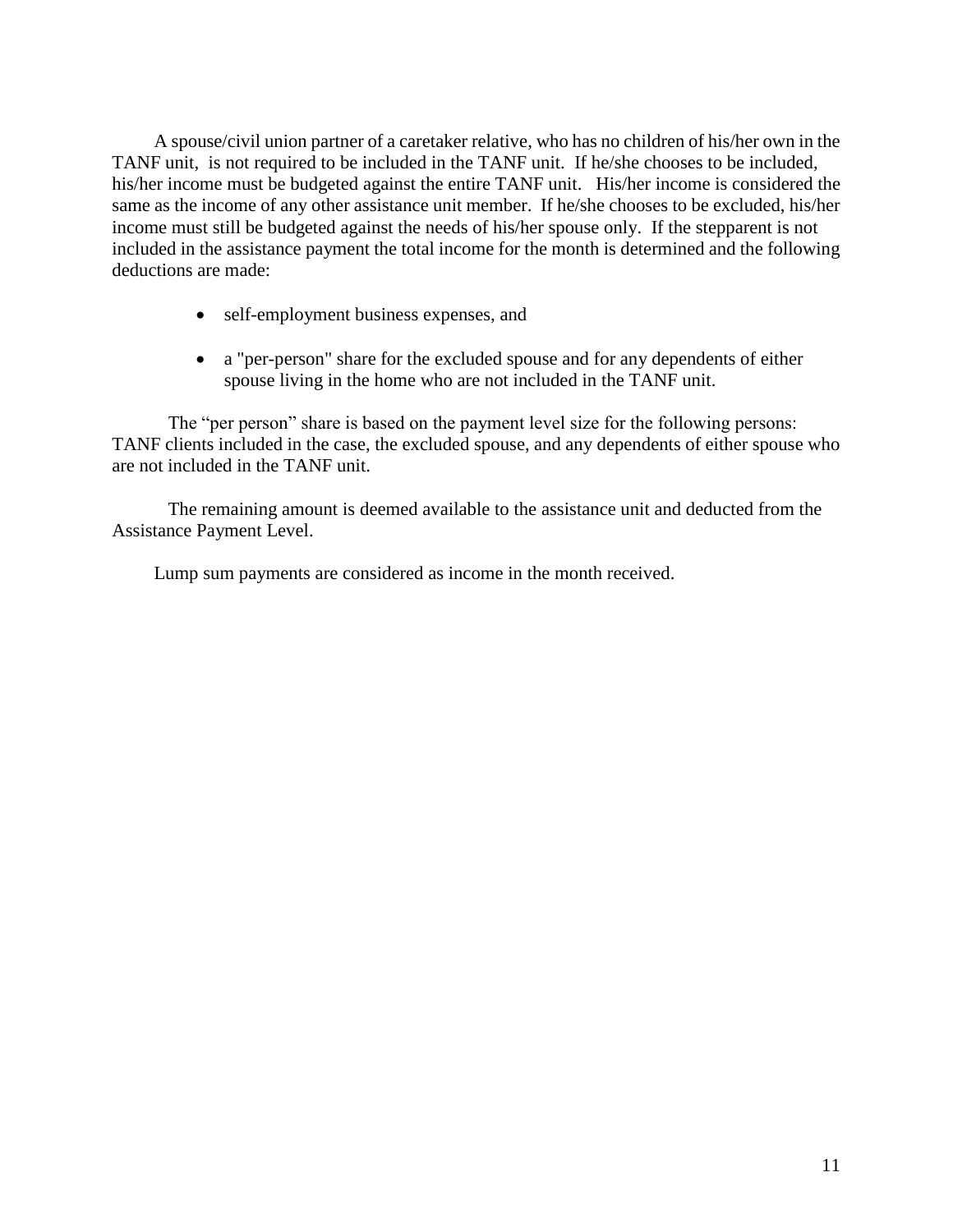A spouse/civil union partner of a caretaker relative, who has no children of his/her own in the TANF unit, is not required to be included in the TANF unit. If he/she chooses to be included, his/her income must be budgeted against the entire TANF unit. His/her income is considered the same as the income of any other assistance unit member. If he/she chooses to be excluded, his/her income must still be budgeted against the needs of his/her spouse only. If the stepparent is not included in the assistance payment the total income for the month is determined and the following deductions are made:

- self-employment business expenses, and
- a "per-person" share for the excluded spouse and for any dependents of either spouse living in the home who are not included in the TANF unit.

The "per person" share is based on the payment level size for the following persons: TANF clients included in the case, the excluded spouse, and any dependents of either spouse who are not included in the TANF unit.

The remaining amount is deemed available to the assistance unit and deducted from the Assistance Payment Level.

Lump sum payments are considered as income in the month received.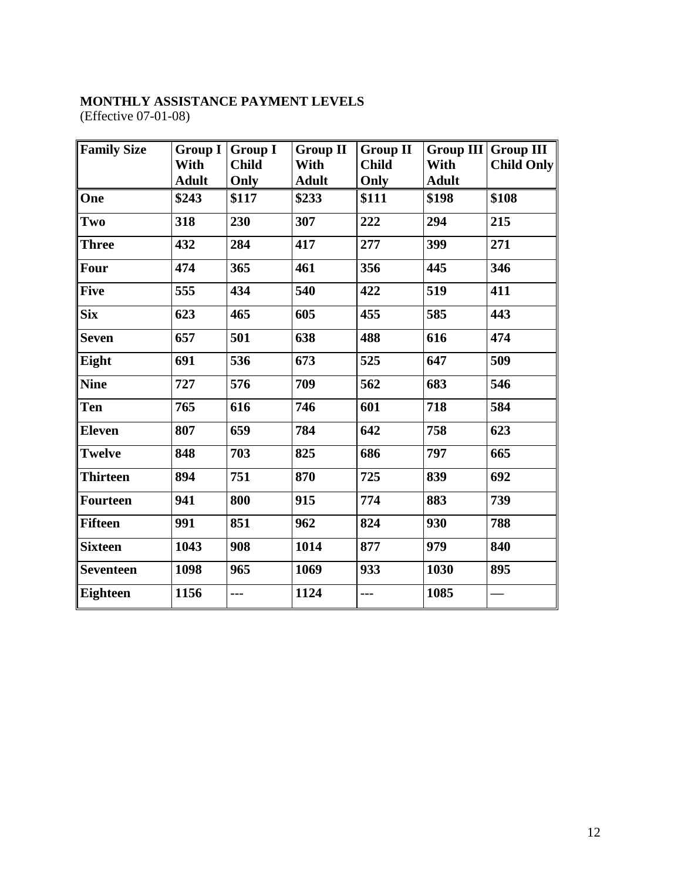**MONTHLY ASSISTANCE PAYMENT LEVELS**
(Effective 07-01-08)

| Family Size | Group I With Adult | Group I Child Only | Group II With Adult | Group II Child Only | Group III With Adult | Group III Child Only |
|---|---|---|---|---|---|---|
| **One** | **$243** | **$117** | **$233** | **$111** | **$198** | **$108** |
| **Two** | **318** | **230** | **307** | **222** | **294** | **215** |
| **Three** | **432** | **284** | **417** | **277** | **399** | **271** |
| **Four** | **474** | **365** | **461** | **356** | **445** | **346** |
| **Five** | **555** | **434** | **540** | **422** | **519** | **411** |
| **Six** | **623** | **465** | **605** | **455** | **585** | **443** |
| **Seven** | **657** | **501** | **638** | **488** | **616** | **474** |
| **Eight** | **691** | **536** | **673** | **525** | **647** | **509** |
| **Nine** | **727** | **576** | **709** | **562** | **683** | **546** |
| **Ten** | **765** | **616** | **746** | **601** | **718** | **584** |
| **Eleven** | **807** | **659** | **784** | **642** | **758** | **623** |
| **Twelve** | **848** | **703** | **825** | **686** | **797** | **665** |
| **Thirteen** | **894** | **751** | **870** | **725** | **839** | **692** |
| **Fourteen** | **941** | **800** | **915** | **774** | **883** | **739** |
| **Fifteen** | **991** | **851** | **962** | **824** | **930** | **788** |
| **Sixteen** | **1043** | **908** | **1014** | **877** | **979** | **840** |
| **Seventeen** | **1098** | **965** | **1069** | **933** | **1030** | **895** |
| **Eighteen** | **1156** | **---** | **1124** | **---** | **1085** | **—** |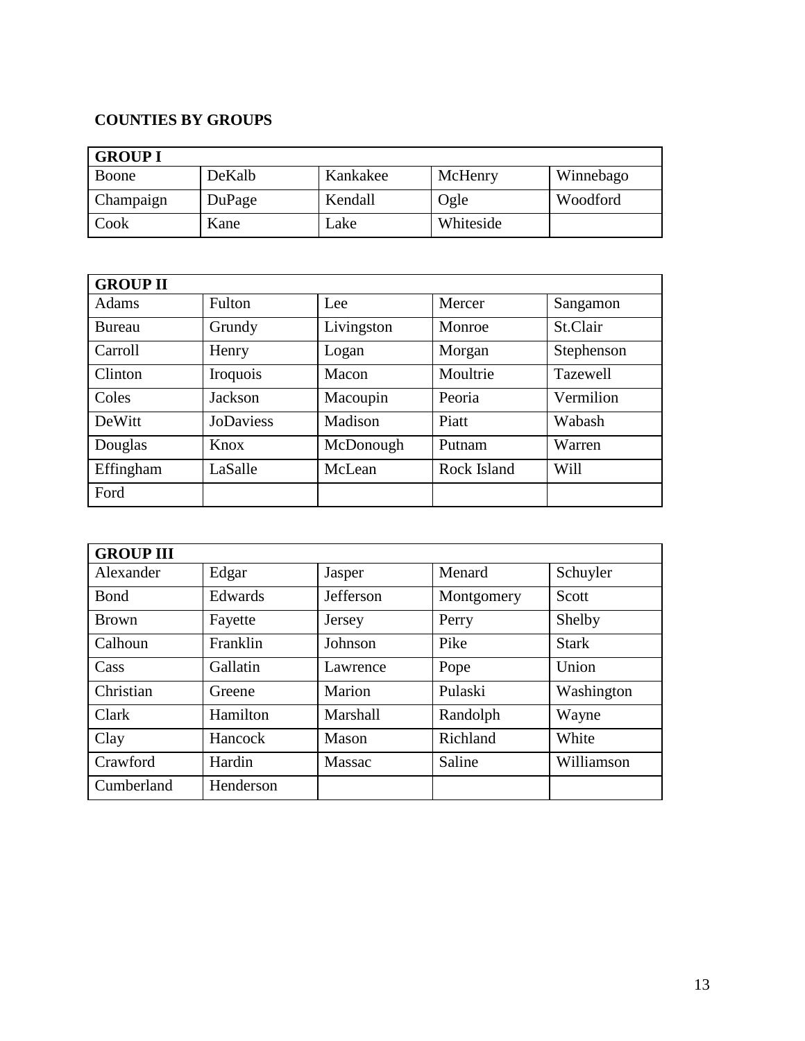**COUNTIES BY GROUPS**

| GROUP I | | | | |
|---|---|---|---|---|
| Boone | DeKalb | Kankakee | McHenry | Winnebago |
| Champaign | DuPage | Kendall | Ogle | Woodford |
| Cook | Kane | Lake | Whiteside | |

| GROUP II | | | | |
|---|---|---|---|---|
| Adams | Fulton | Lee | Mercer | Sangamon |
| Bureau | Grundy | Livingston | Monroe | St.Clair |
| Carroll | Henry | Logan | Morgan | Stephenson |
| Clinton | Iroquois | Macon | Moultrie | Tazewell |
| Coles | Jackson | Macoupin | Peoria | Vermilion |
| DeWitt | JoDaviess | Madison | Piatt | Wabash |
| Douglas | Knox | McDonough | Putnam | Warren |
| Effingham | LaSalle | McLean | Rock Island | Will |
| Ford | | | | |

| GROUP III | | | | |
|---|---|---|---|---|
| Alexander | Edgar | Jasper | Menard | Schuyler |
| Bond | Edwards | Jefferson | Montgomery | Scott |
| Brown | Fayette | Jersey | Perry | Shelby |
| Calhoun | Franklin | Johnson | Pike | Stark |
| Cass | Gallatin | Lawrence | Pope | Union |
| Christian | Greene | Marion | Pulaski | Washington |
| Clark | Hamilton | Marshall | Randolph | Wayne |
| Clay | Hancock | Mason | Richland | White |
| Crawford | Hardin | Massac | Saline | Williamson |
| Cumberland | Henderson | | | |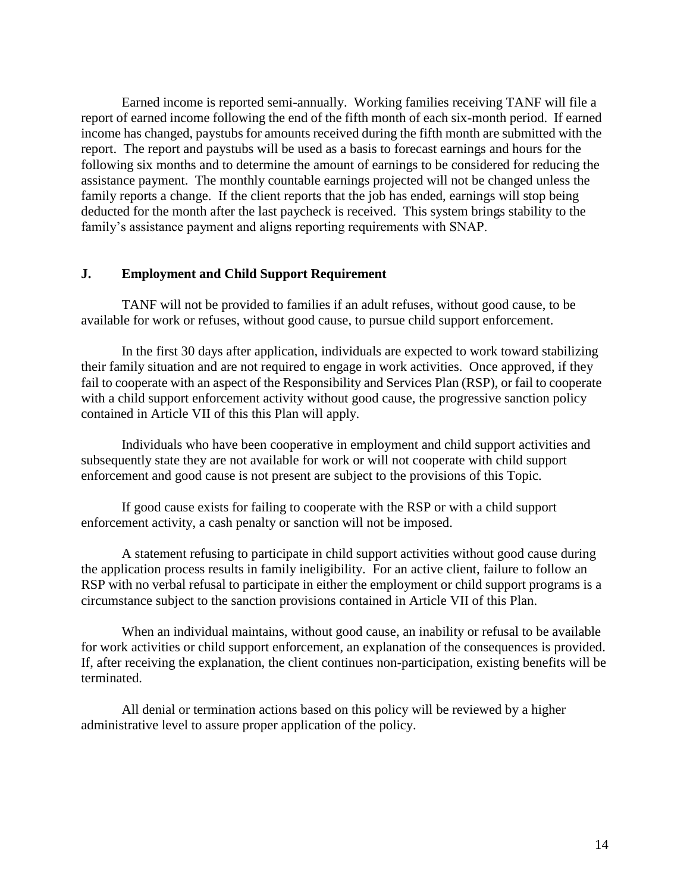Earned income is reported semi-annually. Working families receiving TANF will file a report of earned income following the end of the fifth month of each six-month period. If earned income has changed, paystubs for amounts received during the fifth month are submitted with the report. The report and paystubs will be used as a basis to forecast earnings and hours for the following six months and to determine the amount of earnings to be considered for reducing the assistance payment. The monthly countable earnings projected will not be changed unless the family reports a change. If the client reports that the job has ended, earnings will stop being deducted for the month after the last paycheck is received. This system brings stability to the family's assistance payment and aligns reporting requirements with SNAP.

## J. Employment and Child Support Requirement

TANF will not be provided to families if an adult refuses, without good cause, to be available for work or refuses, without good cause, to pursue child support enforcement.

In the first 30 days after application, individuals are expected to work toward stabilizing their family situation and are not required to engage in work activities. Once approved, if they fail to cooperate with an aspect of the Responsibility and Services Plan (RSP), or fail to cooperate with a child support enforcement activity without good cause, the progressive sanction policy contained in Article VII of this this Plan will apply.

Individuals who have been cooperative in employment and child support activities and subsequently state they are not available for work or will not cooperate with child support enforcement and good cause is not present are subject to the provisions of this Topic.

If good cause exists for failing to cooperate with the RSP or with a child support enforcement activity, a cash penalty or sanction will not be imposed.

A statement refusing to participate in child support activities without good cause during the application process results in family ineligibility. For an active client, failure to follow an RSP with no verbal refusal to participate in either the employment or child support programs is a circumstance subject to the sanction provisions contained in Article VII of this Plan.

When an individual maintains, without good cause, an inability or refusal to be available for work activities or child support enforcement, an explanation of the consequences is provided. If, after receiving the explanation, the client continues non-participation, existing benefits will be terminated.

All denial or termination actions based on this policy will be reviewed by a higher administrative level to assure proper application of the policy.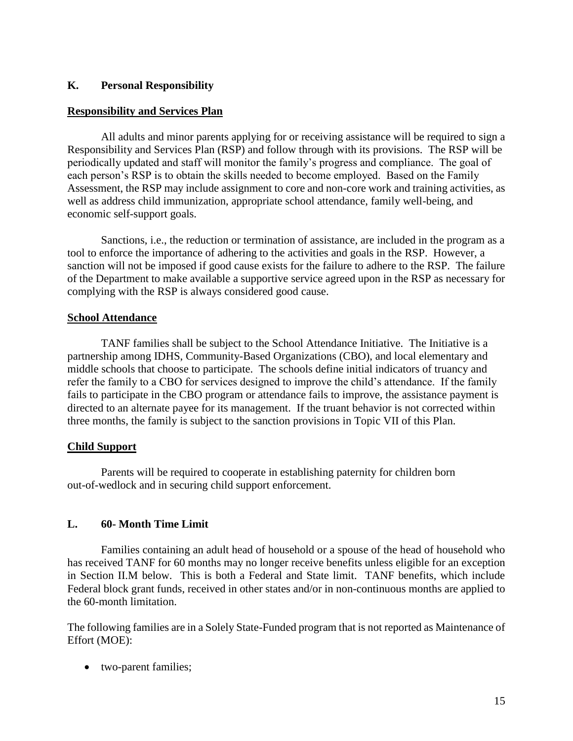## K. Personal Responsibility

**Responsibility and Services Plan**

All adults and minor parents applying for or receiving assistance will be required to sign a Responsibility and Services Plan (RSP) and follow through with its provisions. The RSP will be periodically updated and staff will monitor the family's progress and compliance. The goal of each person's RSP is to obtain the skills needed to become employed. Based on the Family Assessment, the RSP may include assignment to core and non-core work and training activities, as well as address child immunization, appropriate school attendance, family well-being, and economic self-support goals.

Sanctions, i.e., the reduction or termination of assistance, are included in the program as a tool to enforce the importance of adhering to the activities and goals in the RSP. However, a sanction will not be imposed if good cause exists for the failure to adhere to the RSP. The failure of the Department to make available a supportive service agreed upon in the RSP as necessary for complying with the RSP is always considered good cause.

**School Attendance**

TANF families shall be subject to the School Attendance Initiative. The Initiative is a partnership among IDHS, Community-Based Organizations (CBO), and local elementary and middle schools that choose to participate. The schools define initial indicators of truancy and refer the family to a CBO for services designed to improve the child's attendance. If the family fails to participate in the CBO program or attendance fails to improve, the assistance payment is directed to an alternate payee for its management. If the truant behavior is not corrected within three months, the family is subject to the sanction provisions in Topic VII of this Plan.

**Child Support**

Parents will be required to cooperate in establishing paternity for children born out-of-wedlock and in securing child support enforcement.

## L. 60- Month Time Limit

Families containing an adult head of household or a spouse of the head of household who has received TANF for 60 months may no longer receive benefits unless eligible for an exception in Section II.M below. This is both a Federal and State limit. TANF benefits, which include Federal block grant funds, received in other states and/or in non-continuous months are applied to the 60-month limitation.

The following families are in a Solely State-Funded program that is not reported as Maintenance of Effort (MOE):

- two-parent families;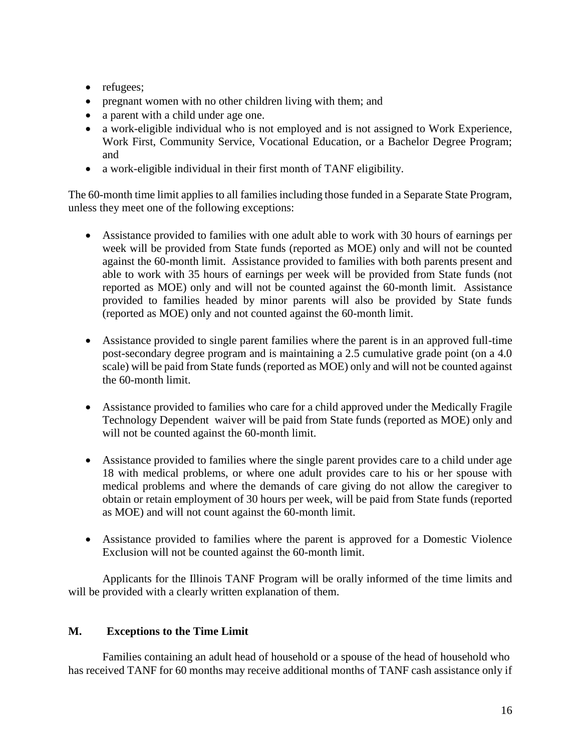- refugees;
- pregnant women with no other children living with them; and
- a parent with a child under age one.
- a work-eligible individual who is not employed and is not assigned to Work Experience, Work First, Community Service, Vocational Education, or a Bachelor Degree Program; and
- a work-eligible individual in their first month of TANF eligibility.

The 60-month time limit applies to all families including those funded in a Separate State Program, unless they meet one of the following exceptions:

- Assistance provided to families with one adult able to work with 30 hours of earnings per week will be provided from State funds (reported as MOE) only and will not be counted against the 60-month limit. Assistance provided to families with both parents present and able to work with 35 hours of earnings per week will be provided from State funds (not reported as MOE) only and will not be counted against the 60-month limit. Assistance provided to families headed by minor parents will also be provided by State funds (reported as MOE) only and not counted against the 60-month limit.

- Assistance provided to single parent families where the parent is in an approved full-time post-secondary degree program and is maintaining a 2.5 cumulative grade point (on a 4.0 scale) will be paid from State funds (reported as MOE) only and will not be counted against the 60-month limit.

- Assistance provided to families who care for a child approved under the Medically Fragile Technology Dependent waiver will be paid from State funds (reported as MOE) only and will not be counted against the 60-month limit.

- Assistance provided to families where the single parent provides care to a child under age 18 with medical problems, or where one adult provides care to his or her spouse with medical problems and where the demands of care giving do not allow the caregiver to obtain or retain employment of 30 hours per week, will be paid from State funds (reported as MOE) and will not count against the 60-month limit.

- Assistance provided to families where the parent is approved for a Domestic Violence Exclusion will not be counted against the 60-month limit.

Applicants for the Illinois TANF Program will be orally informed of the time limits and will be provided with a clearly written explanation of them.

## M. Exceptions to the Time Limit

Families containing an adult head of household or a spouse of the head of household who has received TANF for 60 months may receive additional months of TANF cash assistance only if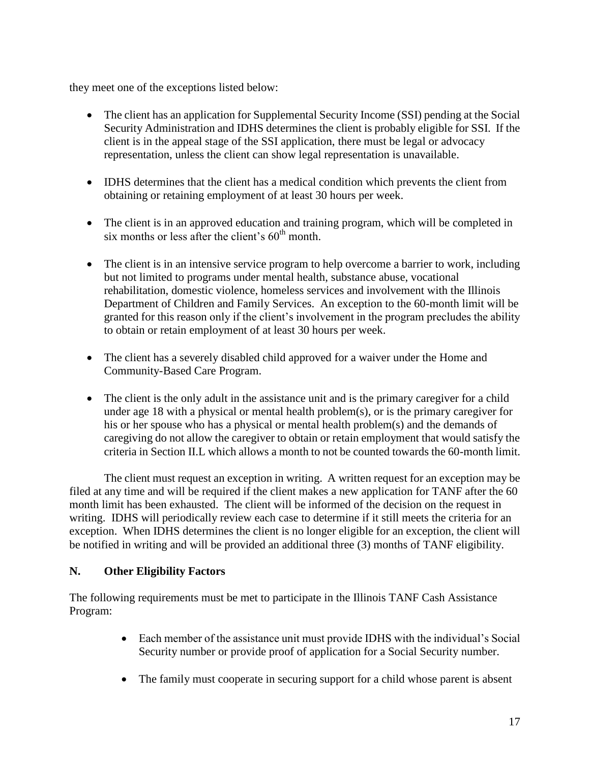they meet one of the exceptions listed below:

- The client has an application for Supplemental Security Income (SSI) pending at the Social Security Administration and IDHS determines the client is probably eligible for SSI. If the client is in the appeal stage of the SSI application, there must be legal or advocacy representation, unless the client can show legal representation is unavailable.
- IDHS determines that the client has a medical condition which prevents the client from obtaining or retaining employment of at least 30 hours per week.
- The client is in an approved education and training program, which will be completed in six months or less after the client's 60th month.
- The client is in an intensive service program to help overcome a barrier to work, including but not limited to programs under mental health, substance abuse, vocational rehabilitation, domestic violence, homeless services and involvement with the Illinois Department of Children and Family Services. An exception to the 60-month limit will be granted for this reason only if the client's involvement in the program precludes the ability to obtain or retain employment of at least 30 hours per week.
- The client has a severely disabled child approved for a waiver under the Home and Community-Based Care Program.
- The client is the only adult in the assistance unit and is the primary caregiver for a child under age 18 with a physical or mental health problem(s), or is the primary caregiver for his or her spouse who has a physical or mental health problem(s) and the demands of caregiving do not allow the caregiver to obtain or retain employment that would satisfy the criteria in Section II.L which allows a month to not be counted towards the 60-month limit.

The client must request an exception in writing. A written request for an exception may be filed at any time and will be required if the client makes a new application for TANF after the 60 month limit has been exhausted. The client will be informed of the decision on the request in writing. IDHS will periodically review each case to determine if it still meets the criteria for an exception. When IDHS determines the client is no longer eligible for an exception, the client will be notified in writing and will be provided an additional three (3) months of TANF eligibility.

## N. Other Eligibility Factors

The following requirements must be met to participate in the Illinois TANF Cash Assistance Program:

- Each member of the assistance unit must provide IDHS with the individual's Social Security number or provide proof of application for a Social Security number.
- The family must cooperate in securing support for a child whose parent is absent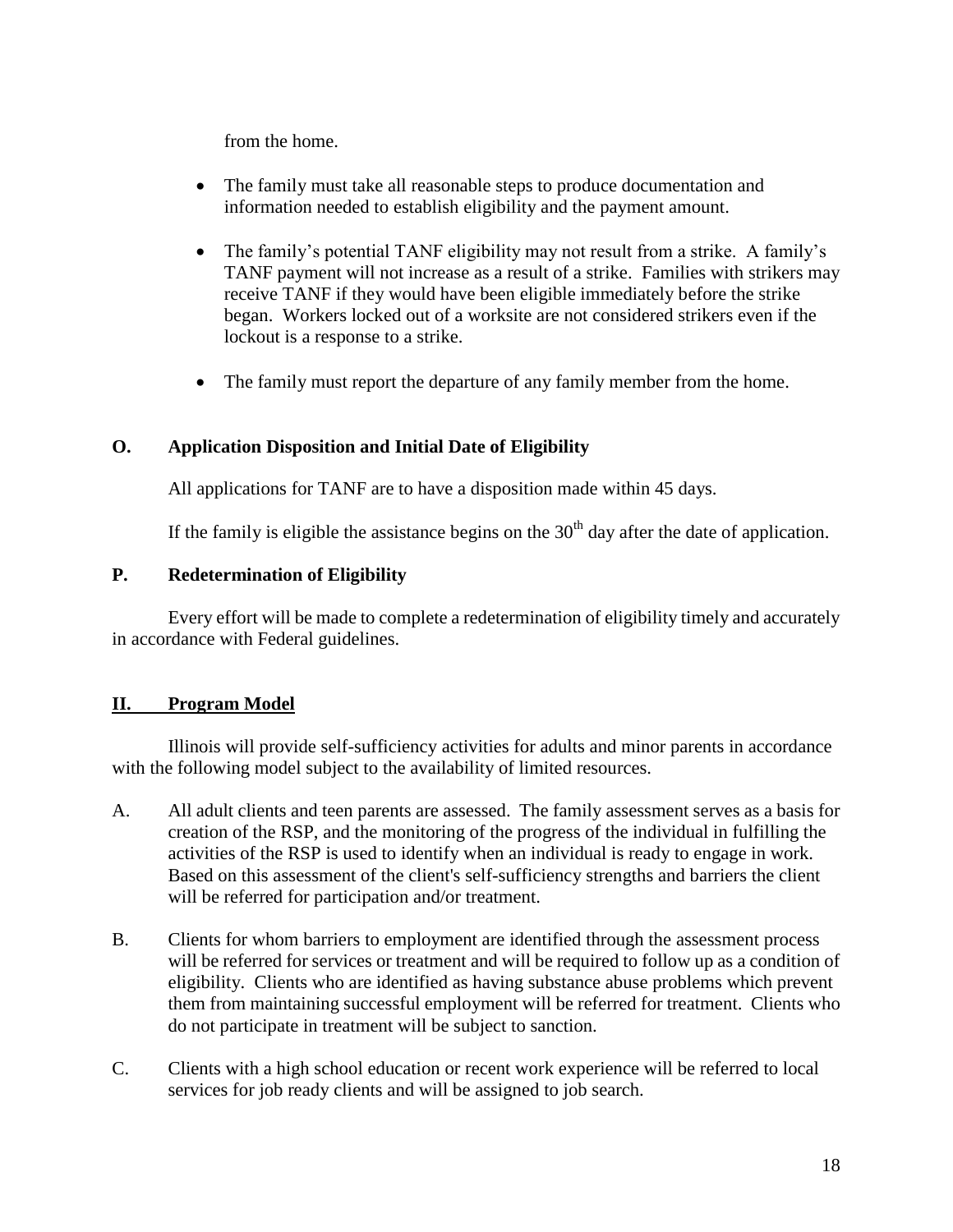from the home.

- The family must take all reasonable steps to produce documentation and information needed to establish eligibility and the payment amount.

- The family's potential TANF eligibility may not result from a strike. A family's TANF payment will not increase as a result of a strike. Families with strikers may receive TANF if they would have been eligible immediately before the strike began. Workers locked out of a worksite are not considered strikers even if the lockout is a response to a strike.

- The family must report the departure of any family member from the home.

### O. Application Disposition and Initial Date of Eligibility

All applications for TANF are to have a disposition made within 45 days.

If the family is eligible the assistance begins on the 30th day after the date of application.

### P. Redetermination of Eligibility

Every effort will be made to complete a redetermination of eligibility timely and accurately in accordance with Federal guidelines.

## II. Program Model

Illinois will provide self-sufficiency activities for adults and minor parents in accordance with the following model subject to the availability of limited resources.

A. All adult clients and teen parents are assessed. The family assessment serves as a basis for creation of the RSP, and the monitoring of the progress of the individual in fulfilling the activities of the RSP is used to identify when an individual is ready to engage in work. Based on this assessment of the client's self-sufficiency strengths and barriers the client will be referred for participation and/or treatment.

B. Clients for whom barriers to employment are identified through the assessment process will be referred for services or treatment and will be required to follow up as a condition of eligibility. Clients who are identified as having substance abuse problems which prevent them from maintaining successful employment will be referred for treatment. Clients who do not participate in treatment will be subject to sanction.

C. Clients with a high school education or recent work experience will be referred to local services for job ready clients and will be assigned to job search.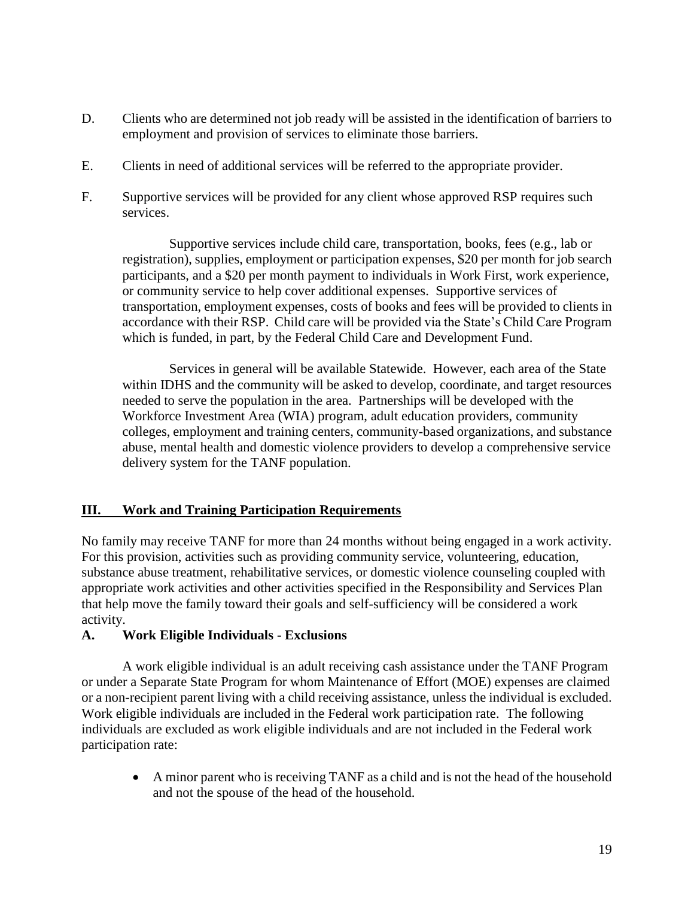D. Clients who are determined not job ready will be assisted in the identification of barriers to employment and provision of services to eliminate those barriers.

E. Clients in need of additional services will be referred to the appropriate provider.

F. Supportive services will be provided for any client whose approved RSP requires such services.

Supportive services include child care, transportation, books, fees (e.g., lab or registration), supplies, employment or participation expenses, $20 per month for job search participants, and a $20 per month payment to individuals in Work First, work experience, or community service to help cover additional expenses. Supportive services of transportation, employment expenses, costs of books and fees will be provided to clients in accordance with their RSP. Child care will be provided via the State's Child Care Program which is funded, in part, by the Federal Child Care and Development Fund.

Services in general will be available Statewide. However, each area of the State within IDHS and the community will be asked to develop, coordinate, and target resources needed to serve the population in the area. Partnerships will be developed with the Workforce Investment Area (WIA) program, adult education providers, community colleges, employment and training centers, community-based organizations, and substance abuse, mental health and domestic violence providers to develop a comprehensive service delivery system for the TANF population.

## III. Work and Training Participation Requirements

No family may receive TANF for more than 24 months without being engaged in a work activity. For this provision, activities such as providing community service, volunteering, education, substance abuse treatment, rehabilitative services, or domestic violence counseling coupled with appropriate work activities and other activities specified in the Responsibility and Services Plan that help move the family toward their goals and self-sufficiency will be considered a work activity.

### A. Work Eligible Individuals - Exclusions

A work eligible individual is an adult receiving cash assistance under the TANF Program or under a Separate State Program for whom Maintenance of Effort (MOE) expenses are claimed or a non-recipient parent living with a child receiving assistance, unless the individual is excluded. Work eligible individuals are included in the Federal work participation rate. The following individuals are excluded as work eligible individuals and are not included in the Federal work participation rate:

- A minor parent who is receiving TANF as a child and is not the head of the household and not the spouse of the head of the household.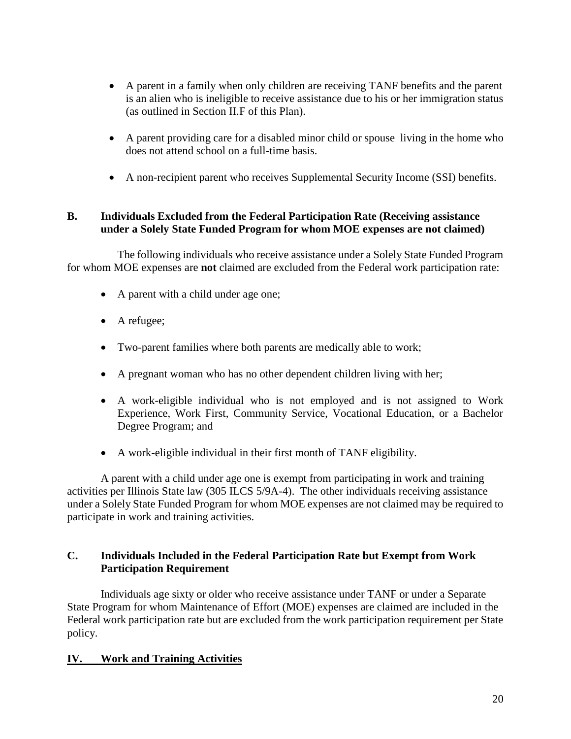- A parent in a family when only children are receiving TANF benefits and the parent is an alien who is ineligible to receive assistance due to his or her immigration status (as outlined in Section II.F of this Plan).
- A parent providing care for a disabled minor child or spouse living in the home who does not attend school on a full-time basis.
- A non-recipient parent who receives Supplemental Security Income (SSI) benefits.

### B. Individuals Excluded from the Federal Participation Rate (Receiving assistance under a Solely State Funded Program for whom MOE expenses are not claimed)

The following individuals who receive assistance under a Solely State Funded Program for whom MOE expenses are **not** claimed are excluded from the Federal work participation rate:

- A parent with a child under age one;
- A refugee;
- Two-parent families where both parents are medically able to work;
- A pregnant woman who has no other dependent children living with her;
- A work-eligible individual who is not employed and is not assigned to Work Experience, Work First, Community Service, Vocational Education, or a Bachelor Degree Program; and
- A work-eligible individual in their first month of TANF eligibility.

A parent with a child under age one is exempt from participating in work and training activities per Illinois State law (305 ILCS 5/9A-4). The other individuals receiving assistance under a Solely State Funded Program for whom MOE expenses are not claimed may be required to participate in work and training activities.

### C. Individuals Included in the Federal Participation Rate but Exempt from Work Participation Requirement

Individuals age sixty or older who receive assistance under TANF or under a Separate State Program for whom Maintenance of Effort (MOE) expenses are claimed are included in the Federal work participation rate but are excluded from the work participation requirement per State policy.

## IV. Work and Training Activities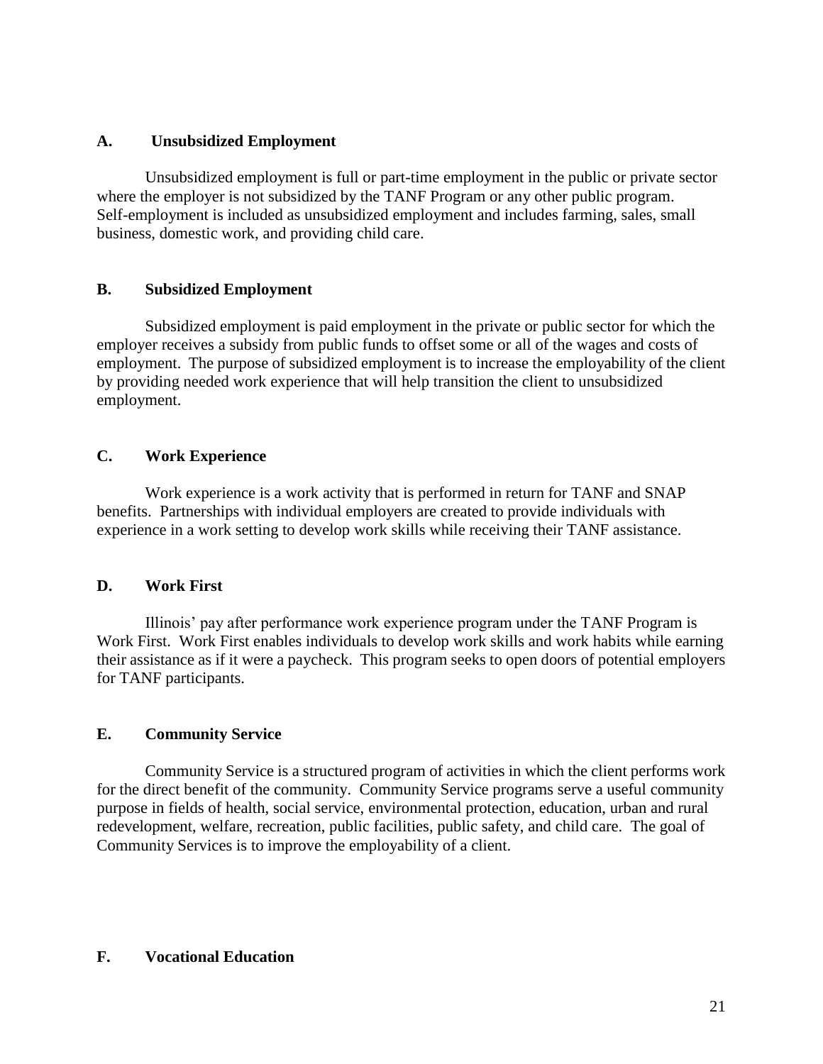### A. Unsubsidized Employment

Unsubsidized employment is full or part-time employment in the public or private sector where the employer is not subsidized by the TANF Program or any other public program. Self-employment is included as unsubsidized employment and includes farming, sales, small business, domestic work, and providing child care.

### B. Subsidized Employment

Subsidized employment is paid employment in the private or public sector for which the employer receives a subsidy from public funds to offset some or all of the wages and costs of employment. The purpose of subsidized employment is to increase the employability of the client by providing needed work experience that will help transition the client to unsubsidized employment.

### C. Work Experience

Work experience is a work activity that is performed in return for TANF and SNAP benefits. Partnerships with individual employers are created to provide individuals with experience in a work setting to develop work skills while receiving their TANF assistance.

### D. Work First

Illinois' pay after performance work experience program under the TANF Program is Work First. Work First enables individuals to develop work skills and work habits while earning their assistance as if it were a paycheck. This program seeks to open doors of potential employers for TANF participants.

### E. Community Service

Community Service is a structured program of activities in which the client performs work for the direct benefit of the community. Community Service programs serve a useful community purpose in fields of health, social service, environmental protection, education, urban and rural redevelopment, welfare, recreation, public facilities, public safety, and child care. The goal of Community Services is to improve the employability of a client.

### F. Vocational Education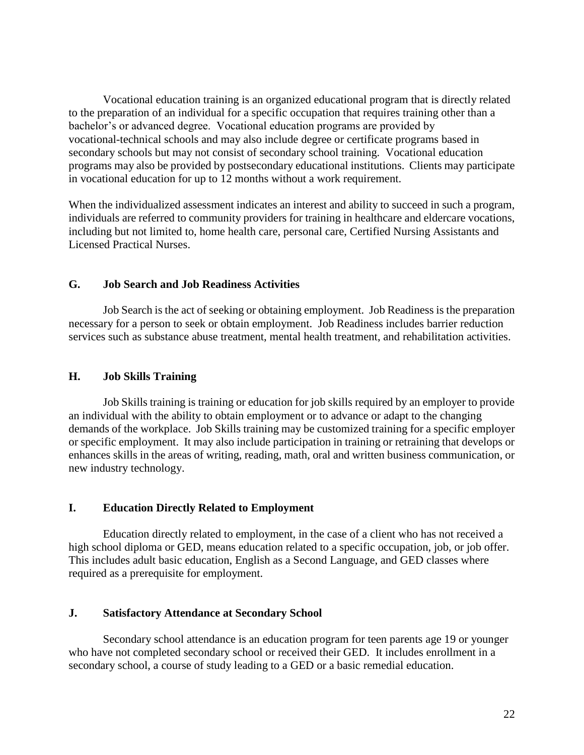Vocational education training is an organized educational program that is directly related to the preparation of an individual for a specific occupation that requires training other than a bachelor's or advanced degree. Vocational education programs are provided by vocational-technical schools and may also include degree or certificate programs based in secondary schools but may not consist of secondary school training. Vocational education programs may also be provided by postsecondary educational institutions. Clients may participate in vocational education for up to 12 months without a work requirement.

When the individualized assessment indicates an interest and ability to succeed in such a program, individuals are referred to community providers for training in healthcare and eldercare vocations, including but not limited to, home health care, personal care, Certified Nursing Assistants and Licensed Practical Nurses.

### G. Job Search and Job Readiness Activities

Job Search is the act of seeking or obtaining employment. Job Readiness is the preparation necessary for a person to seek or obtain employment. Job Readiness includes barrier reduction services such as substance abuse treatment, mental health treatment, and rehabilitation activities.

### H. Job Skills Training

Job Skills training is training or education for job skills required by an employer to provide an individual with the ability to obtain employment or to advance or adapt to the changing demands of the workplace. Job Skills training may be customized training for a specific employer or specific employment. It may also include participation in training or retraining that develops or enhances skills in the areas of writing, reading, math, oral and written business communication, or new industry technology.

### I. Education Directly Related to Employment

Education directly related to employment, in the case of a client who has not received a high school diploma or GED, means education related to a specific occupation, job, or job offer. This includes adult basic education, English as a Second Language, and GED classes where required as a prerequisite for employment.

### J. Satisfactory Attendance at Secondary School

Secondary school attendance is an education program for teen parents age 19 or younger who have not completed secondary school or received their GED. It includes enrollment in a secondary school, a course of study leading to a GED or a basic remedial education.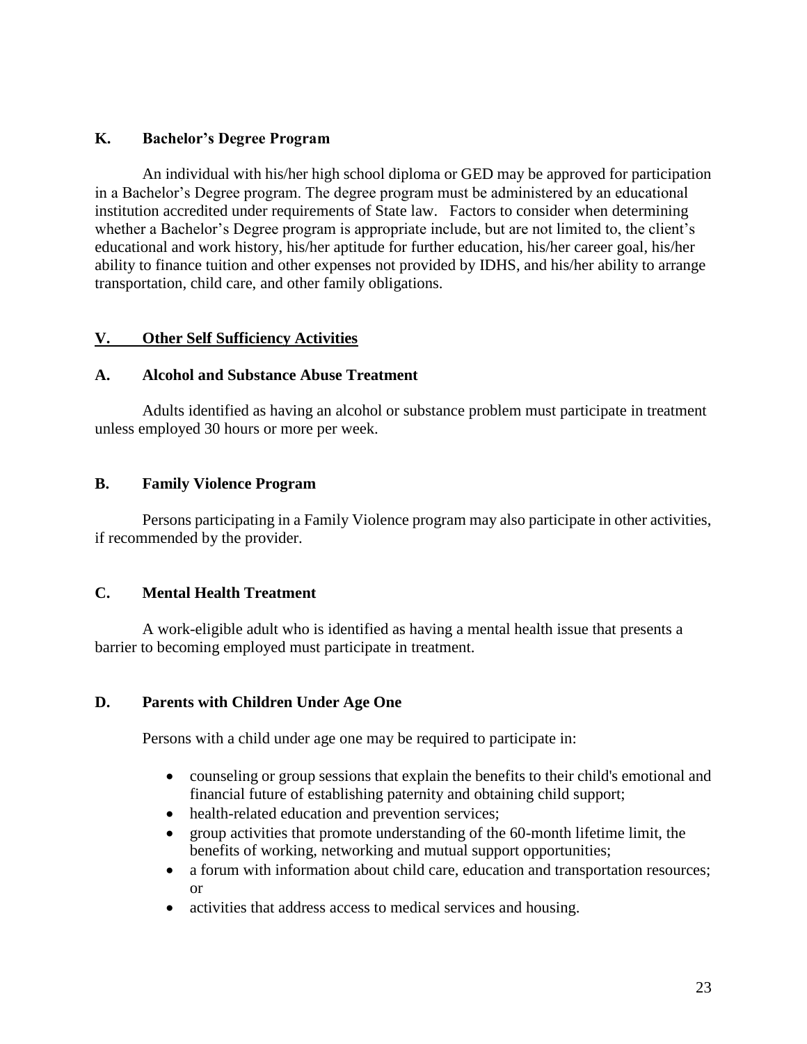### K. Bachelor’s Degree Program

An individual with his/her high school diploma or GED may be approved for participation in a Bachelor’s Degree program. The degree program must be administered by an educational institution accredited under requirements of State law. Factors to consider when determining whether a Bachelor’s Degree program is appropriate include, but are not limited to, the client’s educational and work history, his/her aptitude for further education, his/her career goal, his/her ability to finance tuition and other expenses not provided by IDHS, and his/her ability to arrange transportation, child care, and other family obligations.

## V. Other Self Sufficiency Activities

### A. Alcohol and Substance Abuse Treatment

Adults identified as having an alcohol or substance problem must participate in treatment unless employed 30 hours or more per week.

### B. Family Violence Program

Persons participating in a Family Violence program may also participate in other activities, if recommended by the provider.

### C. Mental Health Treatment

A work-eligible adult who is identified as having a mental health issue that presents a barrier to becoming employed must participate in treatment.

### D. Parents with Children Under Age One

Persons with a child under age one may be required to participate in:

- counseling or group sessions that explain the benefits to their child's emotional and financial future of establishing paternity and obtaining child support;
- health-related education and prevention services;
- group activities that promote understanding of the 60-month lifetime limit, the benefits of working, networking and mutual support opportunities;
- a forum with information about child care, education and transportation resources; or
- activities that address access to medical services and housing.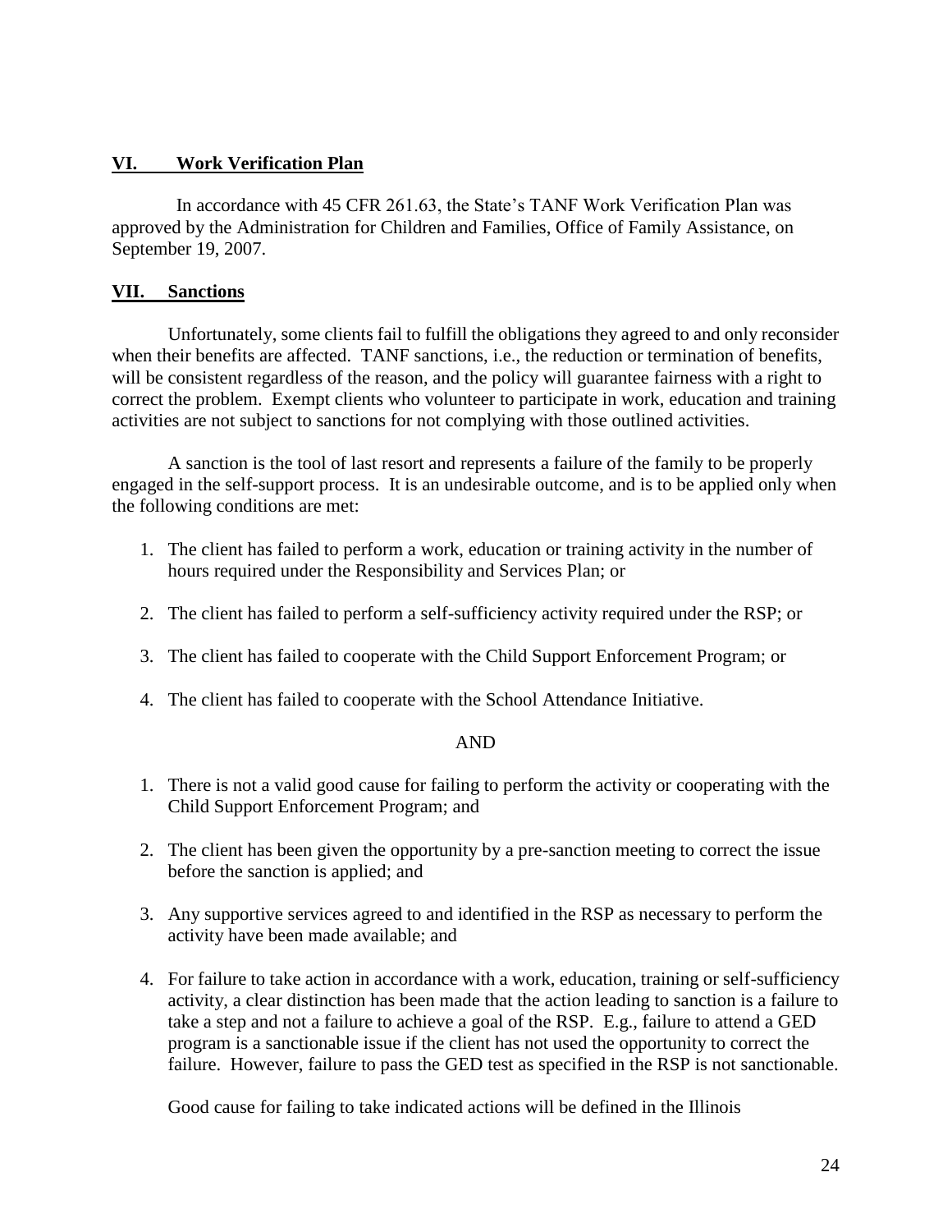## VI. Work Verification Plan

In accordance with 45 CFR 261.63, the State's TANF Work Verification Plan was approved by the Administration for Children and Families, Office of Family Assistance, on September 19, 2007.

## VII. Sanctions

Unfortunately, some clients fail to fulfill the obligations they agreed to and only reconsider when their benefits are affected. TANF sanctions, i.e., the reduction or termination of benefits, will be consistent regardless of the reason, and the policy will guarantee fairness with a right to correct the problem. Exempt clients who volunteer to participate in work, education and training activities are not subject to sanctions for not complying with those outlined activities.

A sanction is the tool of last resort and represents a failure of the family to be properly engaged in the self-support process. It is an undesirable outcome, and is to be applied only when the following conditions are met:

1. The client has failed to perform a work, education or training activity in the number of hours required under the Responsibility and Services Plan; or
2. The client has failed to perform a self-sufficiency activity required under the RSP; or
3. The client has failed to cooperate with the Child Support Enforcement Program; or
4. The client has failed to cooperate with the School Attendance Initiative.

AND

1. There is not a valid good cause for failing to perform the activity or cooperating with the Child Support Enforcement Program; and
2. The client has been given the opportunity by a pre-sanction meeting to correct the issue before the sanction is applied; and
3. Any supportive services agreed to and identified in the RSP as necessary to perform the activity have been made available; and
4. For failure to take action in accordance with a work, education, training or self-sufficiency activity, a clear distinction has been made that the action leading to sanction is a failure to take a step and not a failure to achieve a goal of the RSP. E.g., failure to attend a GED program is a sanctionable issue if the client has not used the opportunity to correct the failure. However, failure to pass the GED test as specified in the RSP is not sanctionable.

   Good cause for failing to take indicated actions will be defined in the Illinois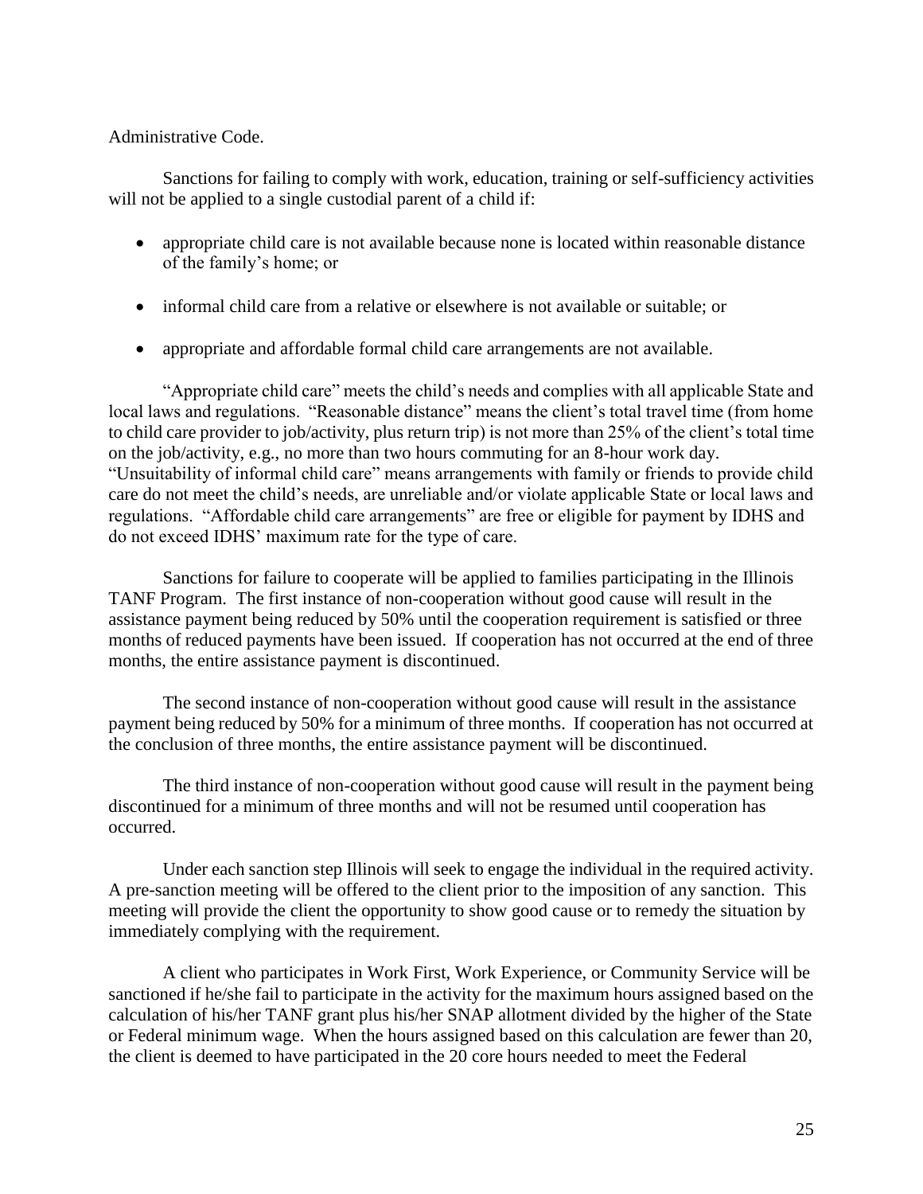Administrative Code.

Sanctions for failing to comply with work, education, training or self-sufficiency activities will not be applied to a single custodial parent of a child if:

- appropriate child care is not available because none is located within reasonable distance of the family's home; or
- informal child care from a relative or elsewhere is not available or suitable; or
- appropriate and affordable formal child care arrangements are not available.

"Appropriate child care" meets the child's needs and complies with all applicable State and local laws and regulations. "Reasonable distance" means the client's total travel time (from home to child care provider to job/activity, plus return trip) is not more than 25% of the client's total time on the job/activity, e.g., no more than two hours commuting for an 8-hour work day. "Unsuitability of informal child care" means arrangements with family or friends to provide child care do not meet the child's needs, are unreliable and/or violate applicable State or local laws and regulations. "Affordable child care arrangements" are free or eligible for payment by IDHS and do not exceed IDHS' maximum rate for the type of care.

Sanctions for failure to cooperate will be applied to families participating in the Illinois TANF Program. The first instance of non-cooperation without good cause will result in the assistance payment being reduced by 50% until the cooperation requirement is satisfied or three months of reduced payments have been issued. If cooperation has not occurred at the end of three months, the entire assistance payment is discontinued.

The second instance of non-cooperation without good cause will result in the assistance payment being reduced by 50% for a minimum of three months. If cooperation has not occurred at the conclusion of three months, the entire assistance payment will be discontinued.

The third instance of non-cooperation without good cause will result in the payment being discontinued for a minimum of three months and will not be resumed until cooperation has occurred.

Under each sanction step Illinois will seek to engage the individual in the required activity. A pre-sanction meeting will be offered to the client prior to the imposition of any sanction. This meeting will provide the client the opportunity to show good cause or to remedy the situation by immediately complying with the requirement.

A client who participates in Work First, Work Experience, or Community Service will be sanctioned if he/she fail to participate in the activity for the maximum hours assigned based on the calculation of his/her TANF grant plus his/her SNAP allotment divided by the higher of the State or Federal minimum wage. When the hours assigned based on this calculation are fewer than 20, the client is deemed to have participated in the 20 core hours needed to meet the Federal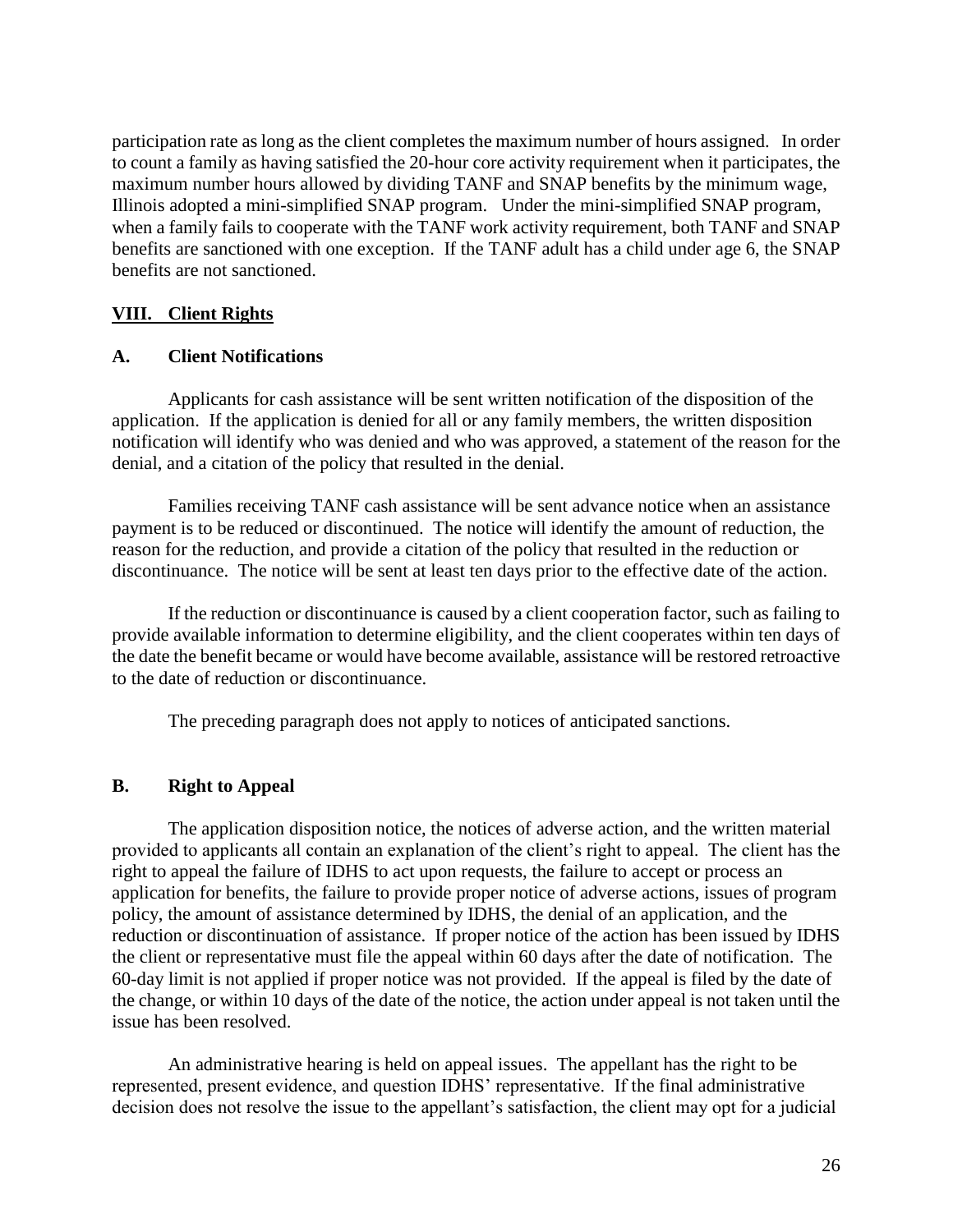participation rate as long as the client completes the maximum number of hours assigned. In order to count a family as having satisfied the 20-hour core activity requirement when it participates, the maximum number hours allowed by dividing TANF and SNAP benefits by the minimum wage, Illinois adopted a mini-simplified SNAP program. Under the mini-simplified SNAP program, when a family fails to cooperate with the TANF work activity requirement, both TANF and SNAP benefits are sanctioned with one exception. If the TANF adult has a child under age 6, the SNAP benefits are not sanctioned.

## VIII. Client Rights

### A. Client Notifications

Applicants for cash assistance will be sent written notification of the disposition of the application. If the application is denied for all or any family members, the written disposition notification will identify who was denied and who was approved, a statement of the reason for the denial, and a citation of the policy that resulted in the denial.

Families receiving TANF cash assistance will be sent advance notice when an assistance payment is to be reduced or discontinued. The notice will identify the amount of reduction, the reason for the reduction, and provide a citation of the policy that resulted in the reduction or discontinuance. The notice will be sent at least ten days prior to the effective date of the action.

If the reduction or discontinuance is caused by a client cooperation factor, such as failing to provide available information to determine eligibility, and the client cooperates within ten days of the date the benefit became or would have become available, assistance will be restored retroactive to the date of reduction or discontinuance.

The preceding paragraph does not apply to notices of anticipated sanctions.

### B. Right to Appeal

The application disposition notice, the notices of adverse action, and the written material provided to applicants all contain an explanation of the client's right to appeal. The client has the right to appeal the failure of IDHS to act upon requests, the failure to accept or process an application for benefits, the failure to provide proper notice of adverse actions, issues of program policy, the amount of assistance determined by IDHS, the denial of an application, and the reduction or discontinuation of assistance. If proper notice of the action has been issued by IDHS the client or representative must file the appeal within 60 days after the date of notification. The 60-day limit is not applied if proper notice was not provided. If the appeal is filed by the date of the change, or within 10 days of the date of the notice, the action under appeal is not taken until the issue has been resolved.

An administrative hearing is held on appeal issues. The appellant has the right to be represented, present evidence, and question IDHS' representative. If the final administrative decision does not resolve the issue to the appellant's satisfaction, the client may opt for a judicial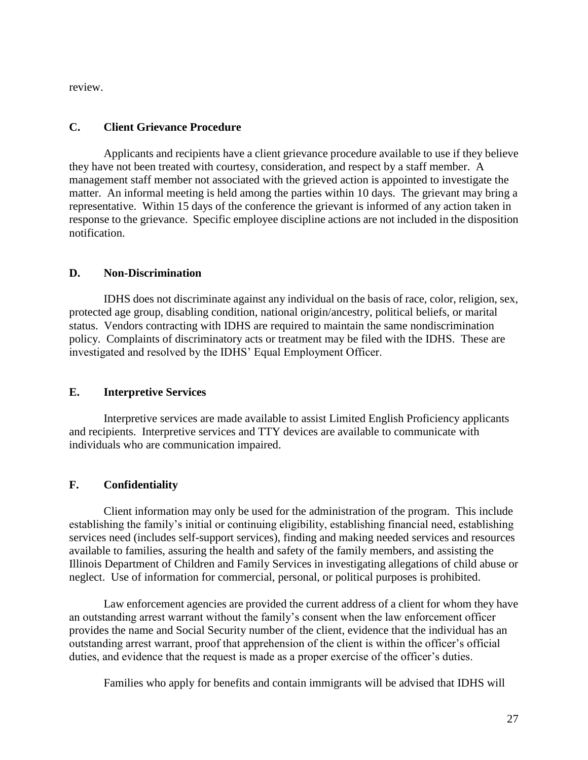review.

### C. Client Grievance Procedure

Applicants and recipients have a client grievance procedure available to use if they believe they have not been treated with courtesy, consideration, and respect by a staff member. A management staff member not associated with the grieved action is appointed to investigate the matter. An informal meeting is held among the parties within 10 days. The grievant may bring a representative. Within 15 days of the conference the grievant is informed of any action taken in response to the grievance. Specific employee discipline actions are not included in the disposition notification.

### D. Non-Discrimination

IDHS does not discriminate against any individual on the basis of race, color, religion, sex, protected age group, disabling condition, national origin/ancestry, political beliefs, or marital status. Vendors contracting with IDHS are required to maintain the same nondiscrimination policy. Complaints of discriminatory acts or treatment may be filed with the IDHS. These are investigated and resolved by the IDHS' Equal Employment Officer.

### E. Interpretive Services

Interpretive services are made available to assist Limited English Proficiency applicants and recipients. Interpretive services and TTY devices are available to communicate with individuals who are communication impaired.

### F. Confidentiality

Client information may only be used for the administration of the program. This include establishing the family's initial or continuing eligibility, establishing financial need, establishing services need (includes self-support services), finding and making needed services and resources available to families, assuring the health and safety of the family members, and assisting the Illinois Department of Children and Family Services in investigating allegations of child abuse or neglect. Use of information for commercial, personal, or political purposes is prohibited.

Law enforcement agencies are provided the current address of a client for whom they have an outstanding arrest warrant without the family's consent when the law enforcement officer provides the name and Social Security number of the client, evidence that the individual has an outstanding arrest warrant, proof that apprehension of the client is within the officer's official duties, and evidence that the request is made as a proper exercise of the officer's duties.

Families who apply for benefits and contain immigrants will be advised that IDHS will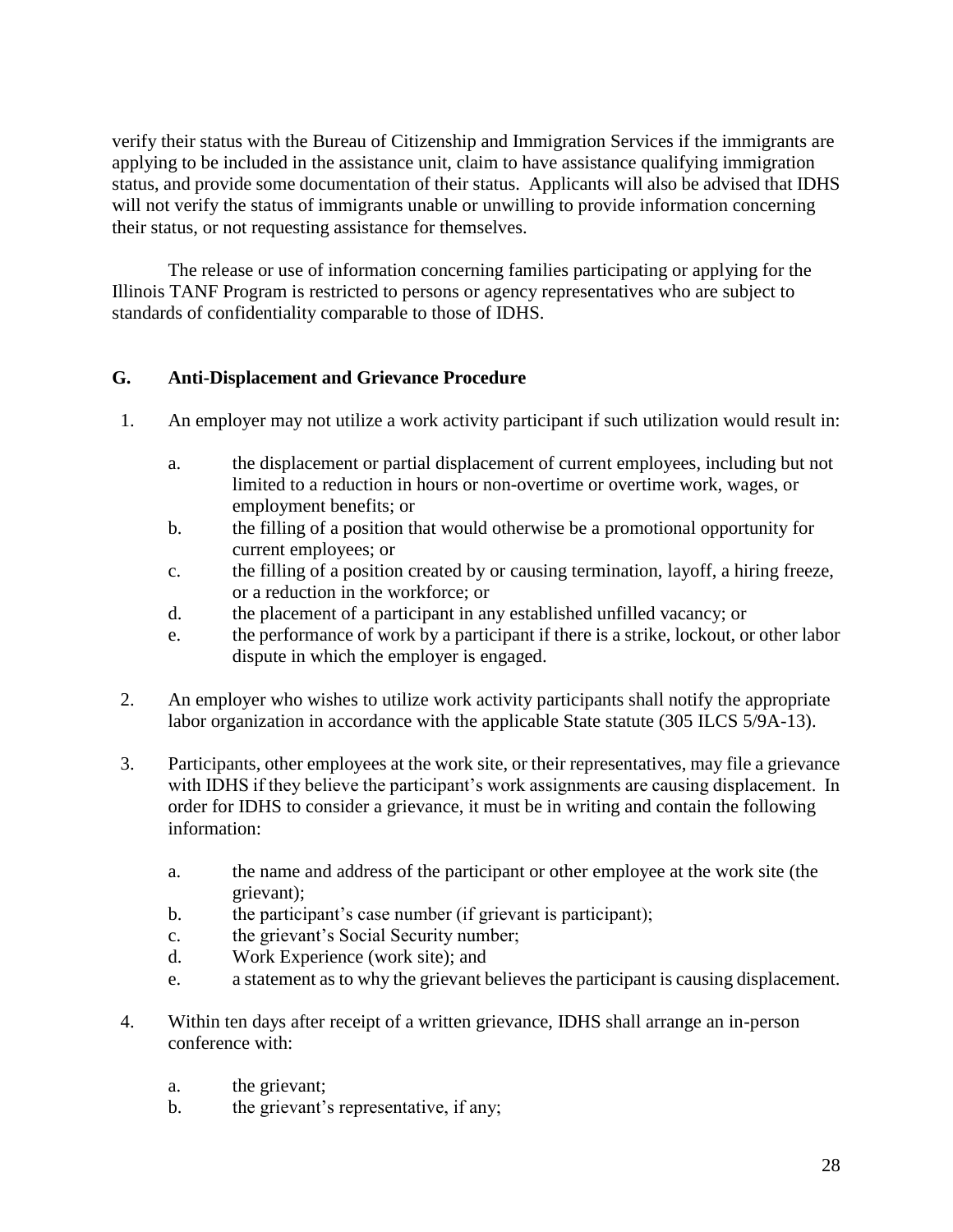verify their status with the Bureau of Citizenship and Immigration Services if the immigrants are applying to be included in the assistance unit, claim to have assistance qualifying immigration status, and provide some documentation of their status. Applicants will also be advised that IDHS will not verify the status of immigrants unable or unwilling to provide information concerning their status, or not requesting assistance for themselves.

The release or use of information concerning families participating or applying for the Illinois TANF Program is restricted to persons or agency representatives who are subject to standards of confidentiality comparable to those of IDHS.

## G. Anti-Displacement and Grievance Procedure

1. An employer may not utilize a work activity participant if such utilization would result in:

   a. the displacement or partial displacement of current employees, including but not limited to a reduction in hours or non-overtime or overtime work, wages, or employment benefits; or
   
   b. the filling of a position that would otherwise be a promotional opportunity for current employees; or
   
   c. the filling of a position created by or causing termination, layoff, a hiring freeze, or a reduction in the workforce; or
   
   d. the placement of a participant in any established unfilled vacancy; or
   
   e. the performance of work by a participant if there is a strike, lockout, or other labor dispute in which the employer is engaged.

2. An employer who wishes to utilize work activity participants shall notify the appropriate labor organization in accordance with the applicable State statute (305 ILCS 5/9A-13).

3. Participants, other employees at the work site, or their representatives, may file a grievance with IDHS if they believe the participant's work assignments are causing displacement. In order for IDHS to consider a grievance, it must be in writing and contain the following information:

   a. the name and address of the participant or other employee at the work site (the grievant);
   
   b. the participant's case number (if grievant is participant);
   
   c. the grievant's Social Security number;
   
   d. Work Experience (work site); and
   
   e. a statement as to why the grievant believes the participant is causing displacement.

4. Within ten days after receipt of a written grievance, IDHS shall arrange an in-person conference with:

   a. the grievant;
   
   b. the grievant's representative, if any;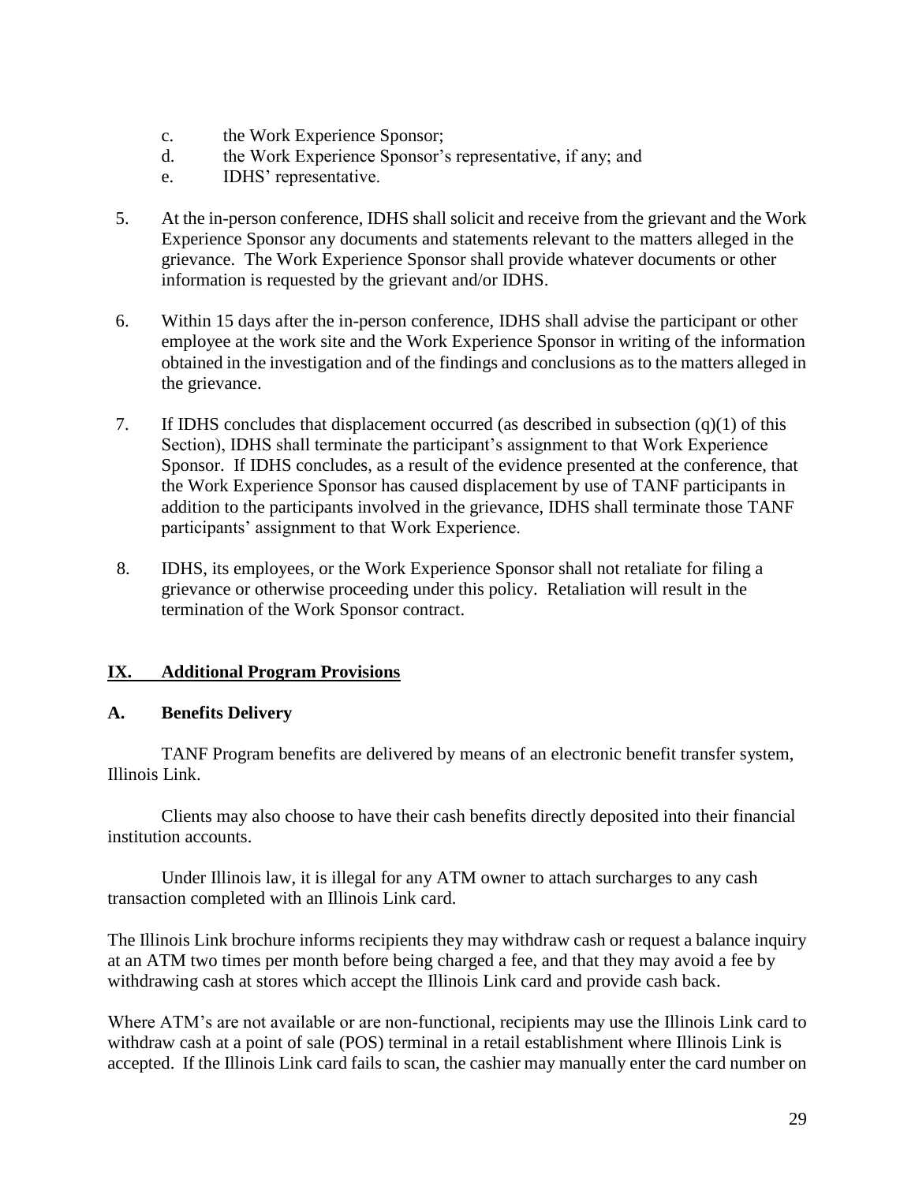c. the Work Experience Sponsor;
d. the Work Experience Sponsor's representative, if any; and
e. IDHS' representative.

5. At the in-person conference, IDHS shall solicit and receive from the grievant and the Work Experience Sponsor any documents and statements relevant to the matters alleged in the grievance. The Work Experience Sponsor shall provide whatever documents or other information is requested by the grievant and/or IDHS.

6. Within 15 days after the in-person conference, IDHS shall advise the participant or other employee at the work site and the Work Experience Sponsor in writing of the information obtained in the investigation and of the findings and conclusions as to the matters alleged in the grievance.

7. If IDHS concludes that displacement occurred (as described in subsection (q)(1) of this Section), IDHS shall terminate the participant's assignment to that Work Experience Sponsor. If IDHS concludes, as a result of the evidence presented at the conference, that the Work Experience Sponsor has caused displacement by use of TANF participants in addition to the participants involved in the grievance, IDHS shall terminate those TANF participants' assignment to that Work Experience.

8. IDHS, its employees, or the Work Experience Sponsor shall not retaliate for filing a grievance or otherwise proceeding under this policy. Retaliation will result in the termination of the Work Sponsor contract.

## IX. Additional Program Provisions

### A. Benefits Delivery

TANF Program benefits are delivered by means of an electronic benefit transfer system, Illinois Link.

Clients may also choose to have their cash benefits directly deposited into their financial institution accounts.

Under Illinois law, it is illegal for any ATM owner to attach surcharges to any cash transaction completed with an Illinois Link card.

The Illinois Link brochure informs recipients they may withdraw cash or request a balance inquiry at an ATM two times per month before being charged a fee, and that they may avoid a fee by withdrawing cash at stores which accept the Illinois Link card and provide cash back.

Where ATM's are not available or are non-functional, recipients may use the Illinois Link card to withdraw cash at a point of sale (POS) terminal in a retail establishment where Illinois Link is accepted. If the Illinois Link card fails to scan, the cashier may manually enter the card number on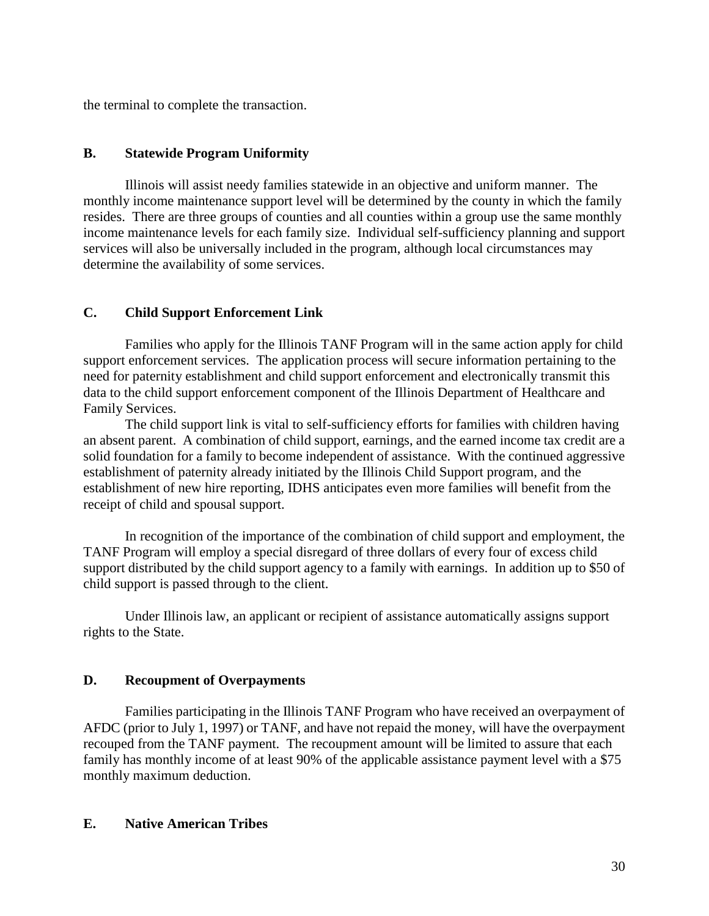the terminal to complete the transaction.

### B. Statewide Program Uniformity

Illinois will assist needy families statewide in an objective and uniform manner. The monthly income maintenance support level will be determined by the county in which the family resides. There are three groups of counties and all counties within a group use the same monthly income maintenance levels for each family size. Individual self-sufficiency planning and support services will also be universally included in the program, although local circumstances may determine the availability of some services.

### C. Child Support Enforcement Link

Families who apply for the Illinois TANF Program will in the same action apply for child support enforcement services. The application process will secure information pertaining to the need for paternity establishment and child support enforcement and electronically transmit this data to the child support enforcement component of the Illinois Department of Healthcare and Family Services.

The child support link is vital to self-sufficiency efforts for families with children having an absent parent. A combination of child support, earnings, and the earned income tax credit are a solid foundation for a family to become independent of assistance. With the continued aggressive establishment of paternity already initiated by the Illinois Child Support program, and the establishment of new hire reporting, IDHS anticipates even more families will benefit from the receipt of child and spousal support.

In recognition of the importance of the combination of child support and employment, the TANF Program will employ a special disregard of three dollars of every four of excess child support distributed by the child support agency to a family with earnings. In addition up to $50 of child support is passed through to the client.

Under Illinois law, an applicant or recipient of assistance automatically assigns support rights to the State.

### D. Recoupment of Overpayments

Families participating in the Illinois TANF Program who have received an overpayment of AFDC (prior to July 1, 1997) or TANF, and have not repaid the money, will have the overpayment recouped from the TANF payment. The recoupment amount will be limited to assure that each family has monthly income of at least 90% of the applicable assistance payment level with a $75 monthly maximum deduction.

### E. Native American Tribes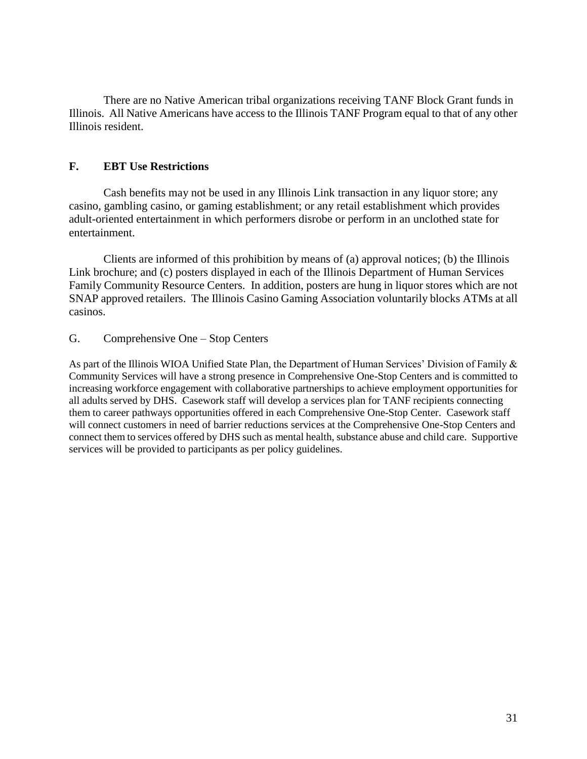There are no Native American tribal organizations receiving TANF Block Grant funds in Illinois. All Native Americans have access to the Illinois TANF Program equal to that of any other Illinois resident.

## F. EBT Use Restrictions

Cash benefits may not be used in any Illinois Link transaction in any liquor store; any casino, gambling casino, or gaming establishment; or any retail establishment which provides adult-oriented entertainment in which performers disrobe or perform in an unclothed state for entertainment.

Clients are informed of this prohibition by means of (a) approval notices; (b) the Illinois Link brochure; and (c) posters displayed in each of the Illinois Department of Human Services Family Community Resource Centers. In addition, posters are hung in liquor stores which are not SNAP approved retailers. The Illinois Casino Gaming Association voluntarily blocks ATMs at all casinos.

## G. Comprehensive One – Stop Centers

As part of the Illinois WIOA Unified State Plan, the Department of Human Services' Division of Family & Community Services will have a strong presence in Comprehensive One-Stop Centers and is committed to increasing workforce engagement with collaborative partnerships to achieve employment opportunities for all adults served by DHS. Casework staff will develop a services plan for TANF recipients connecting them to career pathways opportunities offered in each Comprehensive One-Stop Center. Casework staff will connect customers in need of barrier reductions services at the Comprehensive One-Stop Centers and connect them to services offered by DHS such as mental health, substance abuse and child care. Supportive services will be provided to participants as per policy guidelines.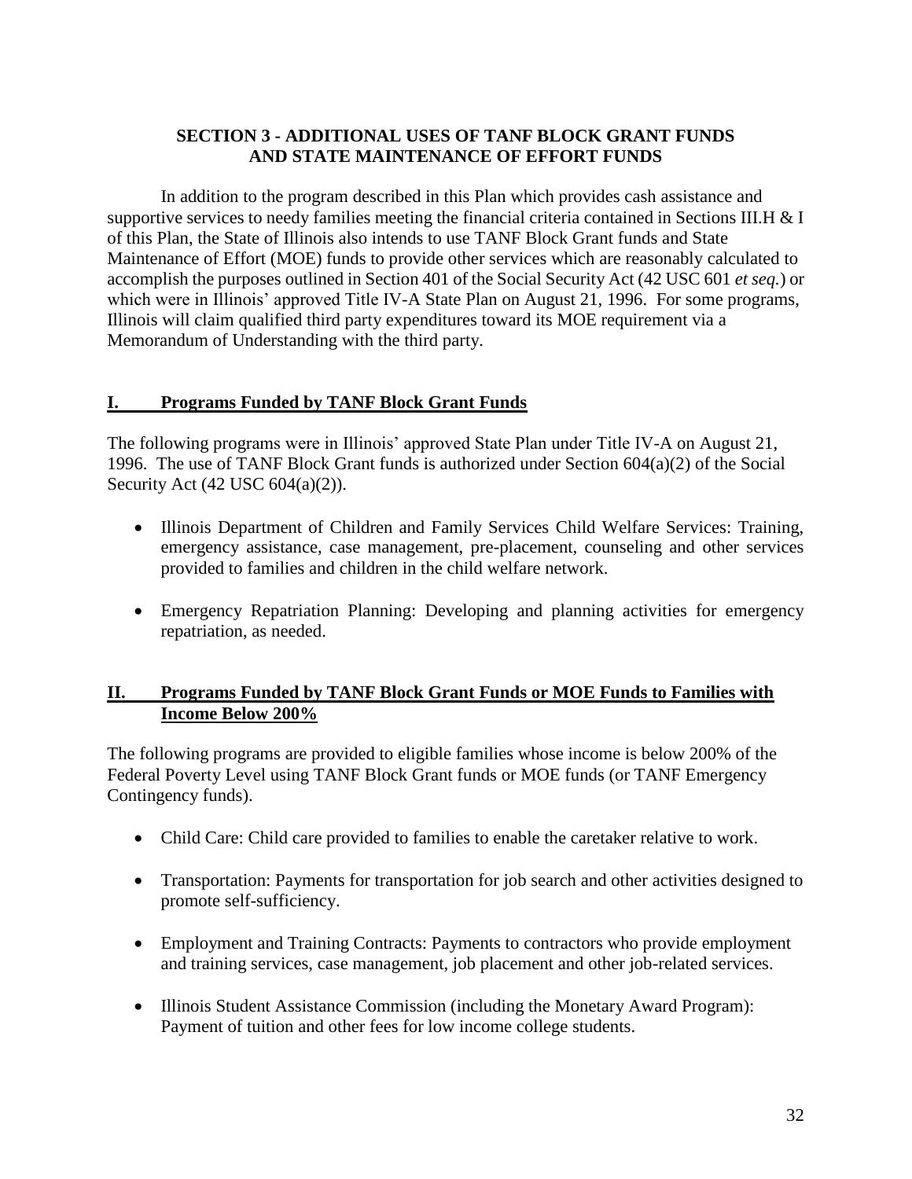## SECTION 3 - ADDITIONAL USES OF TANF BLOCK GRANT FUNDS AND STATE MAINTENANCE OF EFFORT FUNDS

In addition to the program described in this Plan which provides cash assistance and supportive services to needy families meeting the financial criteria contained in Sections III.H & I of this Plan, the State of Illinois also intends to use TANF Block Grant funds and State Maintenance of Effort (MOE) funds to provide other services which are reasonably calculated to accomplish the purposes outlined in Section 401 of the Social Security Act (42 USC 601 *et seq.*) or which were in Illinois' approved Title IV-A State Plan on August 21, 1996. For some programs, Illinois will claim qualified third party expenditures toward its MOE requirement via a Memorandum of Understanding with the third party.

### I. Programs Funded by TANF Block Grant Funds

The following programs were in Illinois' approved State Plan under Title IV-A on August 21, 1996. The use of TANF Block Grant funds is authorized under Section 604(a)(2) of the Social Security Act (42 USC 604(a)(2)).

- Illinois Department of Children and Family Services Child Welfare Services: Training, emergency assistance, case management, pre-placement, counseling and other services provided to families and children in the child welfare network.
- Emergency Repatriation Planning: Developing and planning activities for emergency repatriation, as needed.

### II. Programs Funded by TANF Block Grant Funds or MOE Funds to Families with Income Below 200%

The following programs are provided to eligible families whose income is below 200% of the Federal Poverty Level using TANF Block Grant funds or MOE funds (or TANF Emergency Contingency funds).

- Child Care: Child care provided to families to enable the caretaker relative to work.
- Transportation: Payments for transportation for job search and other activities designed to promote self-sufficiency.
- Employment and Training Contracts: Payments to contractors who provide employment and training services, case management, job placement and other job-related services.
- Illinois Student Assistance Commission (including the Monetary Award Program): Payment of tuition and other fees for low income college students.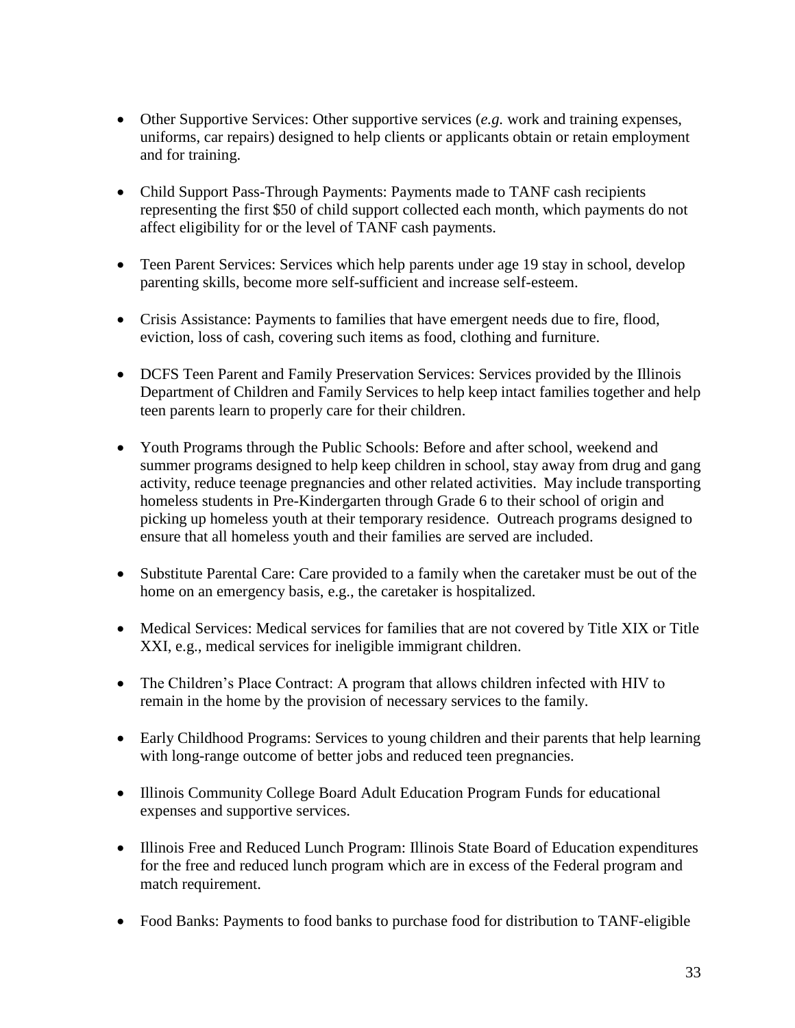- Other Supportive Services: Other supportive services (*e.g.* work and training expenses, uniforms, car repairs) designed to help clients or applicants obtain or retain employment and for training.

- Child Support Pass-Through Payments: Payments made to TANF cash recipients representing the first $50 of child support collected each month, which payments do not affect eligibility for or the level of TANF cash payments.

- Teen Parent Services: Services which help parents under age 19 stay in school, develop parenting skills, become more self-sufficient and increase self-esteem.

- Crisis Assistance: Payments to families that have emergent needs due to fire, flood, eviction, loss of cash, covering such items as food, clothing and furniture.

- DCFS Teen Parent and Family Preservation Services: Services provided by the Illinois Department of Children and Family Services to help keep intact families together and help teen parents learn to properly care for their children.

- Youth Programs through the Public Schools: Before and after school, weekend and summer programs designed to help keep children in school, stay away from drug and gang activity, reduce teenage pregnancies and other related activities. May include transporting homeless students in Pre-Kindergarten through Grade 6 to their school of origin and picking up homeless youth at their temporary residence. Outreach programs designed to ensure that all homeless youth and their families are served are included.

- Substitute Parental Care: Care provided to a family when the caretaker must be out of the home on an emergency basis, e.g., the caretaker is hospitalized.

- Medical Services: Medical services for families that are not covered by Title XIX or Title XXI, e.g., medical services for ineligible immigrant children.

- The Children's Place Contract: A program that allows children infected with HIV to remain in the home by the provision of necessary services to the family.

- Early Childhood Programs: Services to young children and their parents that help learning with long-range outcome of better jobs and reduced teen pregnancies.

- Illinois Community College Board Adult Education Program Funds for educational expenses and supportive services.

- Illinois Free and Reduced Lunch Program: Illinois State Board of Education expenditures for the free and reduced lunch program which are in excess of the Federal program and match requirement.

- Food Banks: Payments to food banks to purchase food for distribution to TANF-eligible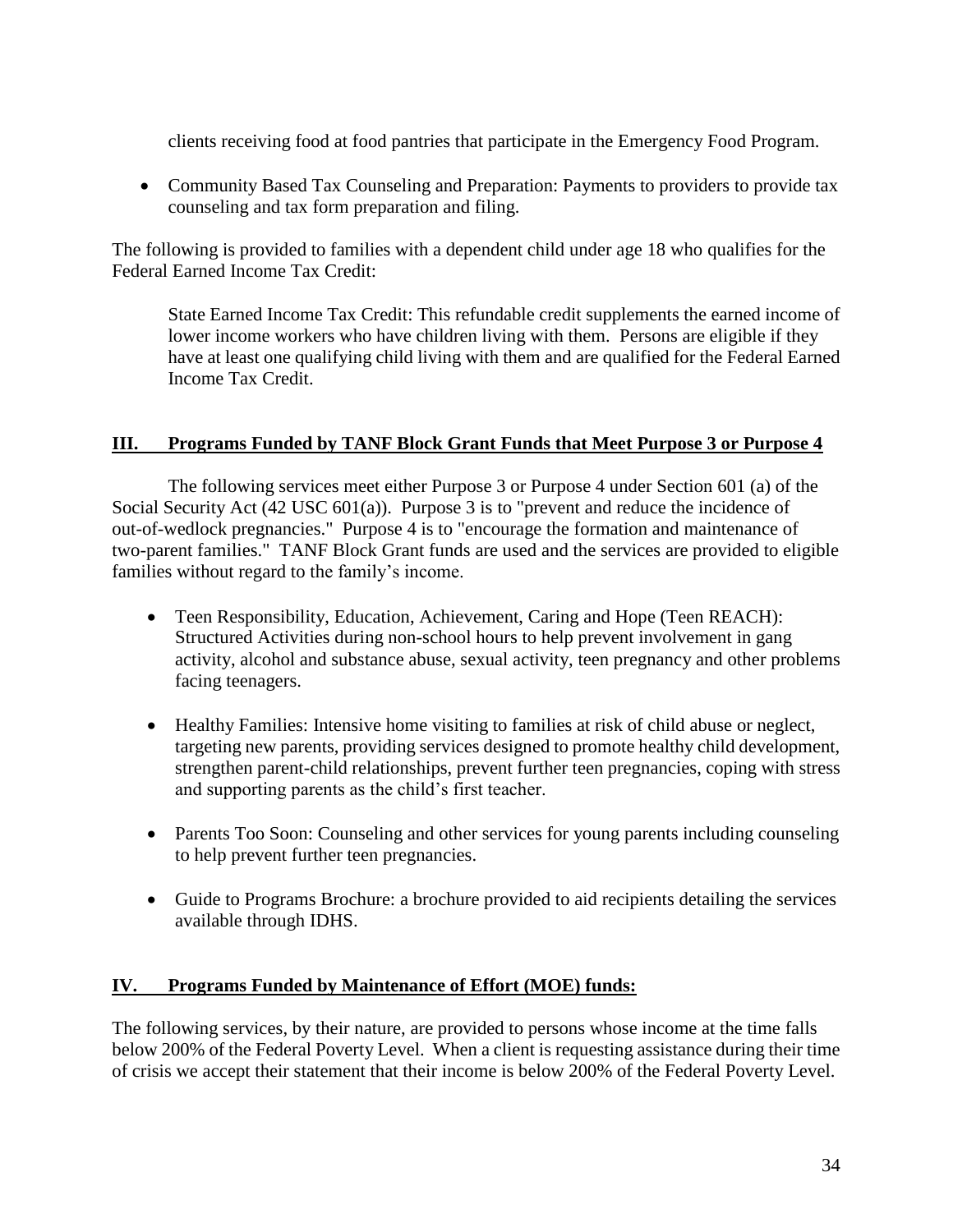clients receiving food at food pantries that participate in the Emergency Food Program.

- Community Based Tax Counseling and Preparation: Payments to providers to provide tax counseling and tax form preparation and filing.

The following is provided to families with a dependent child under age 18 who qualifies for the Federal Earned Income Tax Credit:

State Earned Income Tax Credit: This refundable credit supplements the earned income of lower income workers who have children living with them. Persons are eligible if they have at least one qualifying child living with them and are qualified for the Federal Earned Income Tax Credit.

## III. Programs Funded by TANF Block Grant Funds that Meet Purpose 3 or Purpose 4

The following services meet either Purpose 3 or Purpose 4 under Section 601 (a) of the Social Security Act (42 USC 601(a)). Purpose 3 is to "prevent and reduce the incidence of out-of-wedlock pregnancies." Purpose 4 is to "encourage the formation and maintenance of two-parent families." TANF Block Grant funds are used and the services are provided to eligible families without regard to the family's income.

- Teen Responsibility, Education, Achievement, Caring and Hope (Teen REACH): Structured Activities during non-school hours to help prevent involvement in gang activity, alcohol and substance abuse, sexual activity, teen pregnancy and other problems facing teenagers.
- Healthy Families: Intensive home visiting to families at risk of child abuse or neglect, targeting new parents, providing services designed to promote healthy child development, strengthen parent-child relationships, prevent further teen pregnancies, coping with stress and supporting parents as the child's first teacher.
- Parents Too Soon: Counseling and other services for young parents including counseling to help prevent further teen pregnancies.
- Guide to Programs Brochure: a brochure provided to aid recipients detailing the services available through IDHS.

## IV. Programs Funded by Maintenance of Effort (MOE) funds:

The following services, by their nature, are provided to persons whose income at the time falls below 200% of the Federal Poverty Level. When a client is requesting assistance during their time of crisis we accept their statement that their income is below 200% of the Federal Poverty Level.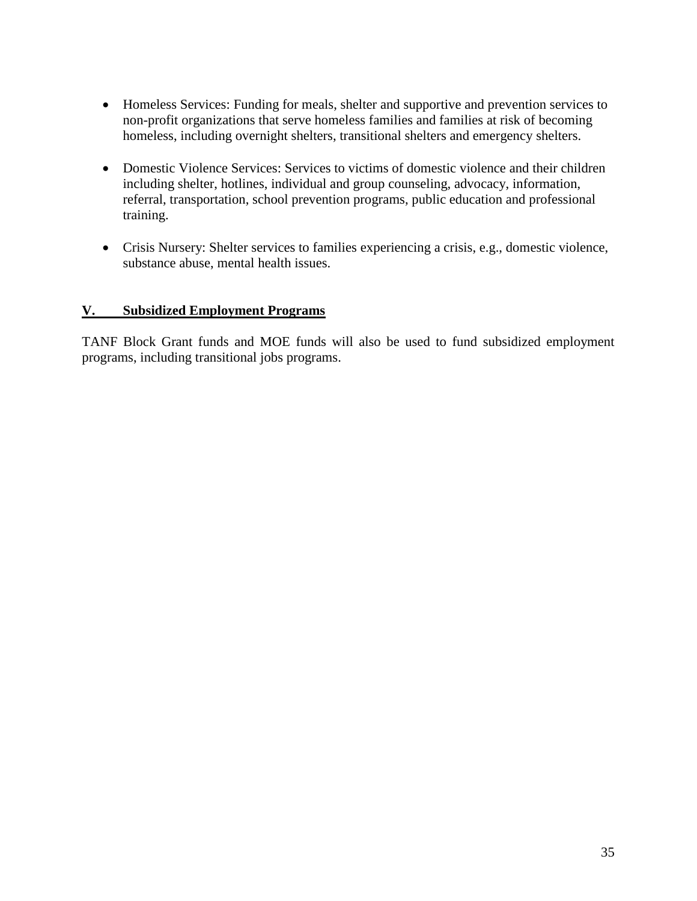- Homeless Services: Funding for meals, shelter and supportive and prevention services to non-profit organizations that serve homeless families and families at risk of becoming homeless, including overnight shelters, transitional shelters and emergency shelters.

- Domestic Violence Services: Services to victims of domestic violence and their children including shelter, hotlines, individual and group counseling, advocacy, information, referral, transportation, school prevention programs, public education and professional training.

- Crisis Nursery: Shelter services to families experiencing a crisis, e.g., domestic violence, substance abuse, mental health issues.

## V. Subsidized Employment Programs

TANF Block Grant funds and MOE funds will also be used to fund subsidized employment programs, including transitional jobs programs.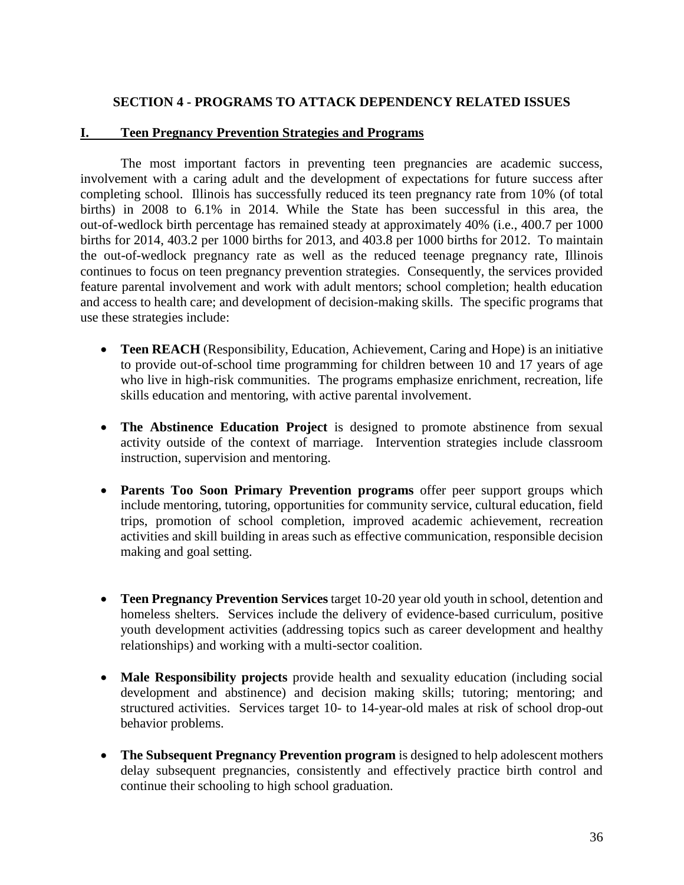## SECTION 4 - PROGRAMS TO ATTACK DEPENDENCY RELATED ISSUES

### I. Teen Pregnancy Prevention Strategies and Programs

The most important factors in preventing teen pregnancies are academic success, involvement with a caring adult and the development of expectations for future success after completing school. Illinois has successfully reduced its teen pregnancy rate from 10% (of total births) in 2008 to 6.1% in 2014. While the State has been successful in this area, the out-of-wedlock birth percentage has remained steady at approximately 40% (i.e., 400.7 per 1000 births for 2014, 403.2 per 1000 births for 2013, and 403.8 per 1000 births for 2012. To maintain the out-of-wedlock pregnancy rate as well as the reduced teenage pregnancy rate, Illinois continues to focus on teen pregnancy prevention strategies. Consequently, the services provided feature parental involvement and work with adult mentors; school completion; health education and access to health care; and development of decision-making skills. The specific programs that use these strategies include:

- **Teen REACH** (Responsibility, Education, Achievement, Caring and Hope) is an initiative to provide out-of-school time programming for children between 10 and 17 years of age who live in high-risk communities. The programs emphasize enrichment, recreation, life skills education and mentoring, with active parental involvement.

- **The Abstinence Education Project** is designed to promote abstinence from sexual activity outside of the context of marriage. Intervention strategies include classroom instruction, supervision and mentoring.

- **Parents Too Soon Primary Prevention programs** offer peer support groups which include mentoring, tutoring, opportunities for community service, cultural education, field trips, promotion of school completion, improved academic achievement, recreation activities and skill building in areas such as effective communication, responsible decision making and goal setting.

- **Teen Pregnancy Prevention Services** target 10-20 year old youth in school, detention and homeless shelters. Services include the delivery of evidence-based curriculum, positive youth development activities (addressing topics such as career development and healthy relationships) and working with a multi-sector coalition.

- **Male Responsibility projects** provide health and sexuality education (including social development and abstinence) and decision making skills; tutoring; mentoring; and structured activities. Services target 10- to 14-year-old males at risk of school drop-out behavior problems.

- **The Subsequent Pregnancy Prevention program** is designed to help adolescent mothers delay subsequent pregnancies, consistently and effectively practice birth control and continue their schooling to high school graduation.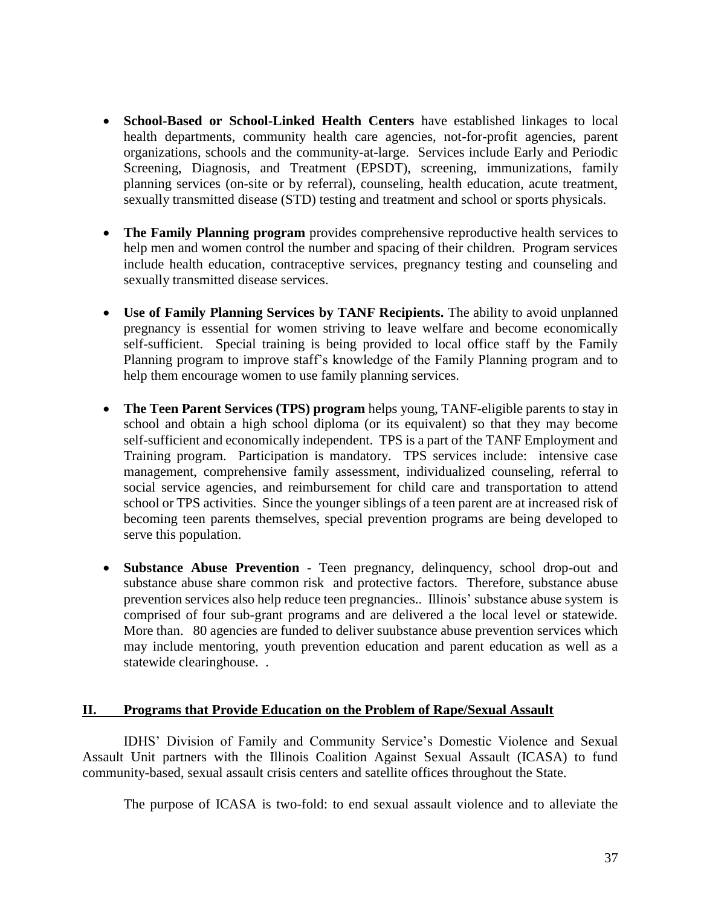- **School-Based or School-Linked Health Centers** have established linkages to local health departments, community health care agencies, not-for-profit agencies, parent organizations, schools and the community-at-large. Services include Early and Periodic Screening, Diagnosis, and Treatment (EPSDT), screening, immunizations, family planning services (on-site or by referral), counseling, health education, acute treatment, sexually transmitted disease (STD) testing and treatment and school or sports physicals.

- **The Family Planning program** provides comprehensive reproductive health services to help men and women control the number and spacing of their children. Program services include health education, contraceptive services, pregnancy testing and counseling and sexually transmitted disease services.

- **Use of Family Planning Services by TANF Recipients.** The ability to avoid unplanned pregnancy is essential for women striving to leave welfare and become economically self-sufficient. Special training is being provided to local office staff by the Family Planning program to improve staff's knowledge of the Family Planning program and to help them encourage women to use family planning services.

- **The Teen Parent Services (TPS) program** helps young, TANF-eligible parents to stay in school and obtain a high school diploma (or its equivalent) so that they may become self-sufficient and economically independent. TPS is a part of the TANF Employment and Training program. Participation is mandatory. TPS services include: intensive case management, comprehensive family assessment, individualized counseling, referral to social service agencies, and reimbursement for child care and transportation to attend school or TPS activities. Since the younger siblings of a teen parent are at increased risk of becoming teen parents themselves, special prevention programs are being developed to serve this population.

- **Substance Abuse Prevention** - Teen pregnancy, delinquency, school drop-out and substance abuse share common risk and protective factors. Therefore, substance abuse prevention services also help reduce teen pregnancies.. Illinois' substance abuse system is comprised of four sub-grant programs and are delivered a the local level or statewide. More than. 80 agencies are funded to deliver suubstance abuse prevention services which may include mentoring, youth prevention education and parent education as well as a statewide clearinghouse. .

## II. Programs that Provide Education on the Problem of Rape/Sexual Assault

IDHS' Division of Family and Community Service's Domestic Violence and Sexual Assault Unit partners with the Illinois Coalition Against Sexual Assault (ICASA) to fund community-based, sexual assault crisis centers and satellite offices throughout the State.

The purpose of ICASA is two-fold: to end sexual assault violence and to alleviate the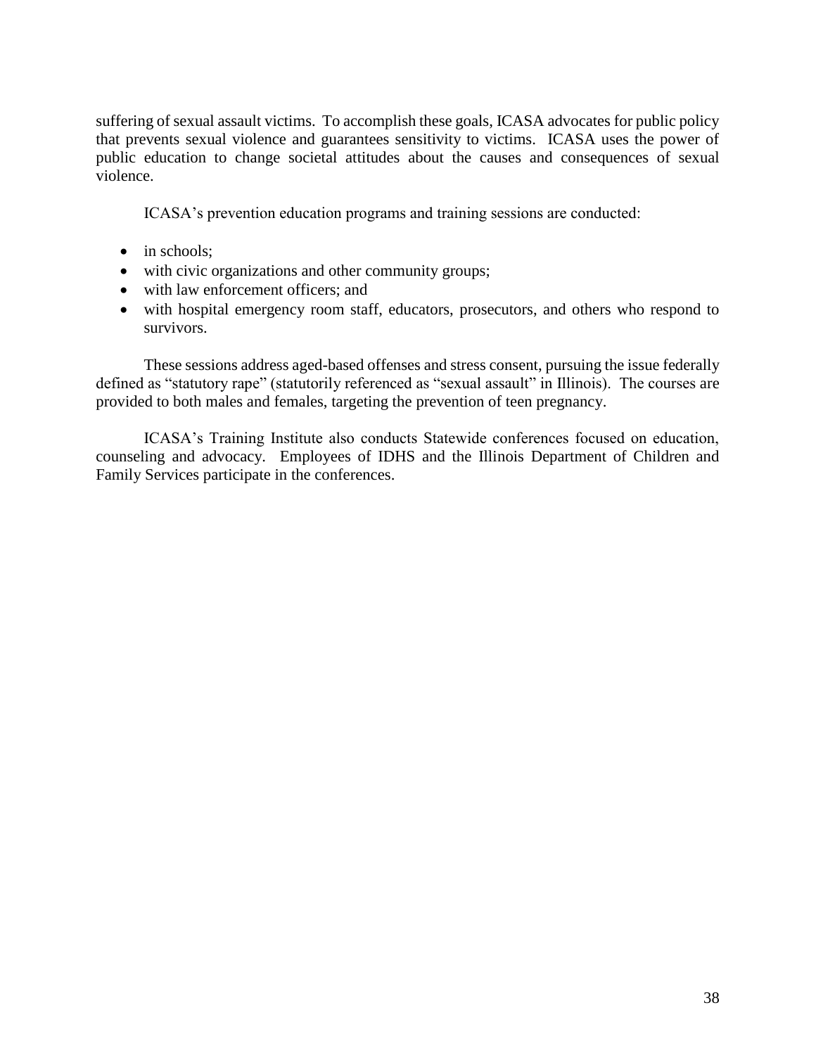suffering of sexual assault victims. To accomplish these goals, ICASA advocates for public policy that prevents sexual violence and guarantees sensitivity to victims. ICASA uses the power of public education to change societal attitudes about the causes and consequences of sexual violence.

ICASA's prevention education programs and training sessions are conducted:

- in schools;
- with civic organizations and other community groups;
- with law enforcement officers; and
- with hospital emergency room staff, educators, prosecutors, and others who respond to survivors.

These sessions address aged-based offenses and stress consent, pursuing the issue federally defined as "statutory rape" (statutorily referenced as "sexual assault" in Illinois). The courses are provided to both males and females, targeting the prevention of teen pregnancy.

ICASA's Training Institute also conducts Statewide conferences focused on education, counseling and advocacy. Employees of IDHS and the Illinois Department of Children and Family Services participate in the conferences.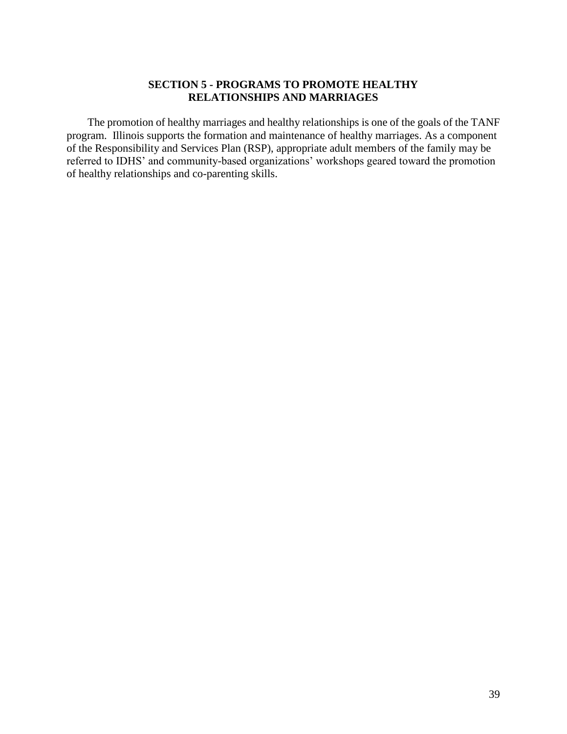## SECTION 5 - PROGRAMS TO PROMOTE HEALTHY RELATIONSHIPS AND MARRIAGES

The promotion of healthy marriages and healthy relationships is one of the goals of the TANF program. Illinois supports the formation and maintenance of healthy marriages. As a component of the Responsibility and Services Plan (RSP), appropriate adult members of the family may be referred to IDHS' and community-based organizations' workshops geared toward the promotion of healthy relationships and co-parenting skills.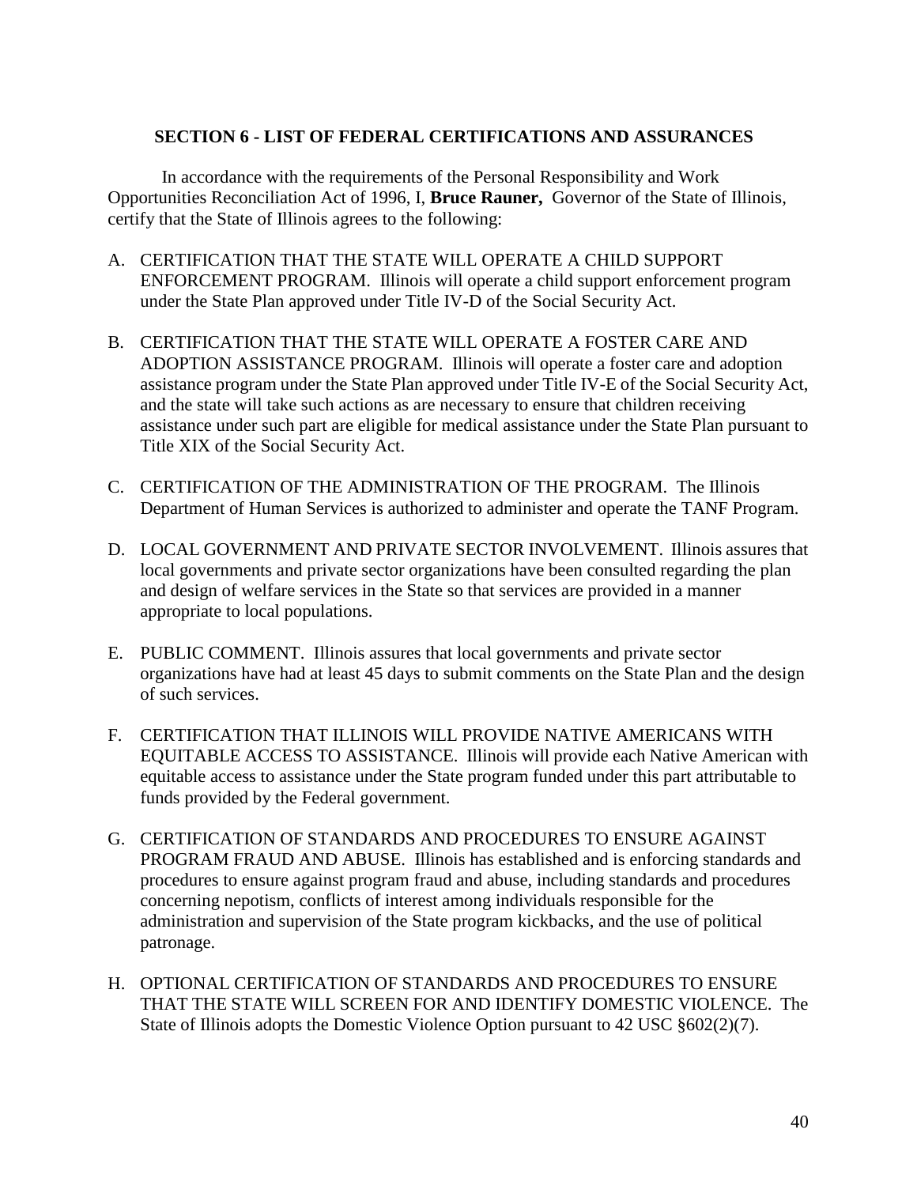## SECTION 6 - LIST OF FEDERAL CERTIFICATIONS AND ASSURANCES

In accordance with the requirements of the Personal Responsibility and Work Opportunities Reconciliation Act of 1996, I, **Bruce Rauner,** Governor of the State of Illinois, certify that the State of Illinois agrees to the following:

A. CERTIFICATION THAT THE STATE WILL OPERATE A CHILD SUPPORT ENFORCEMENT PROGRAM. Illinois will operate a child support enforcement program under the State Plan approved under Title IV-D of the Social Security Act.

B. CERTIFICATION THAT THE STATE WILL OPERATE A FOSTER CARE AND ADOPTION ASSISTANCE PROGRAM. Illinois will operate a foster care and adoption assistance program under the State Plan approved under Title IV-E of the Social Security Act, and the state will take such actions as are necessary to ensure that children receiving assistance under such part are eligible for medical assistance under the State Plan pursuant to Title XIX of the Social Security Act.

C. CERTIFICATION OF THE ADMINISTRATION OF THE PROGRAM. The Illinois Department of Human Services is authorized to administer and operate the TANF Program.

D. LOCAL GOVERNMENT AND PRIVATE SECTOR INVOLVEMENT. Illinois assures that local governments and private sector organizations have been consulted regarding the plan and design of welfare services in the State so that services are provided in a manner appropriate to local populations.

E. PUBLIC COMMENT. Illinois assures that local governments and private sector organizations have had at least 45 days to submit comments on the State Plan and the design of such services.

F. CERTIFICATION THAT ILLINOIS WILL PROVIDE NATIVE AMERICANS WITH EQUITABLE ACCESS TO ASSISTANCE. Illinois will provide each Native American with equitable access to assistance under the State program funded under this part attributable to funds provided by the Federal government.

G. CERTIFICATION OF STANDARDS AND PROCEDURES TO ENSURE AGAINST PROGRAM FRAUD AND ABUSE. Illinois has established and is enforcing standards and procedures to ensure against program fraud and abuse, including standards and procedures concerning nepotism, conflicts of interest among individuals responsible for the administration and supervision of the State program kickbacks, and the use of political patronage.

H. OPTIONAL CERTIFICATION OF STANDARDS AND PROCEDURES TO ENSURE THAT THE STATE WILL SCREEN FOR AND IDENTIFY DOMESTIC VIOLENCE. The State of Illinois adopts the Domestic Violence Option pursuant to 42 USC §602(2)(7).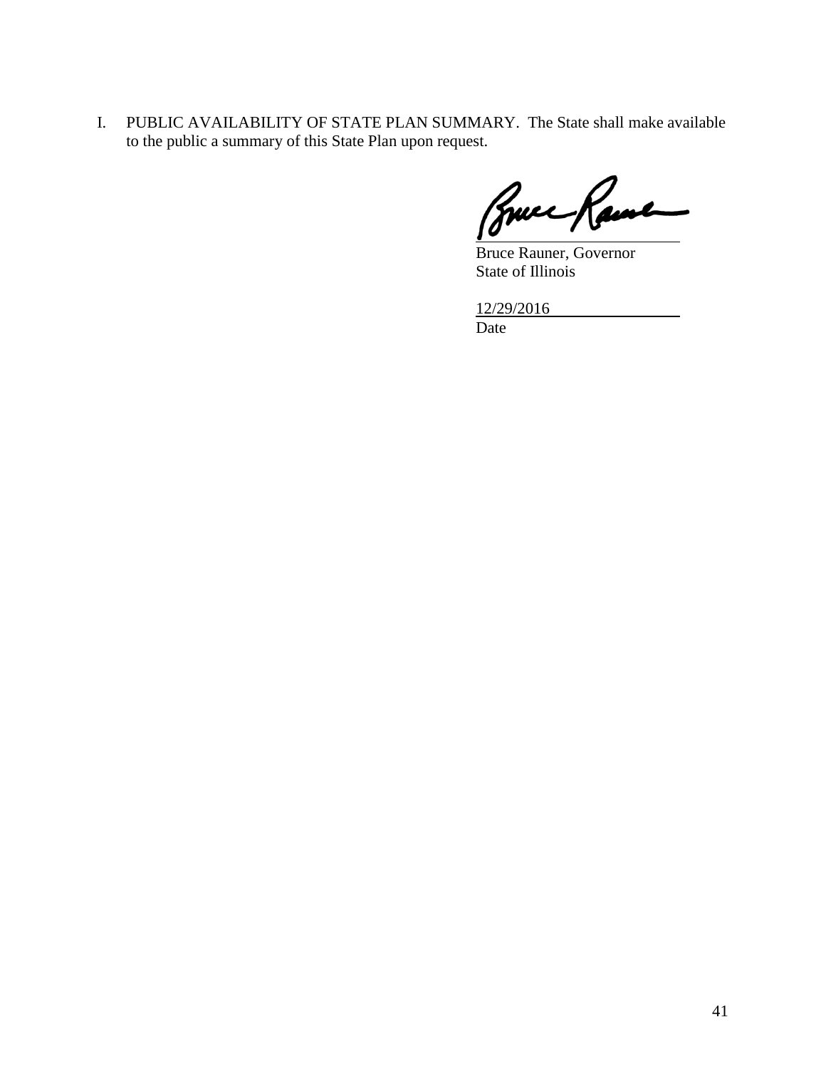I. PUBLIC AVAILABILITY OF STATE PLAN SUMMARY. The State shall make available to the public a summary of this State Plan upon request.

Bruce Rauner, Governor
State of Illinois

12/29/2016
Date